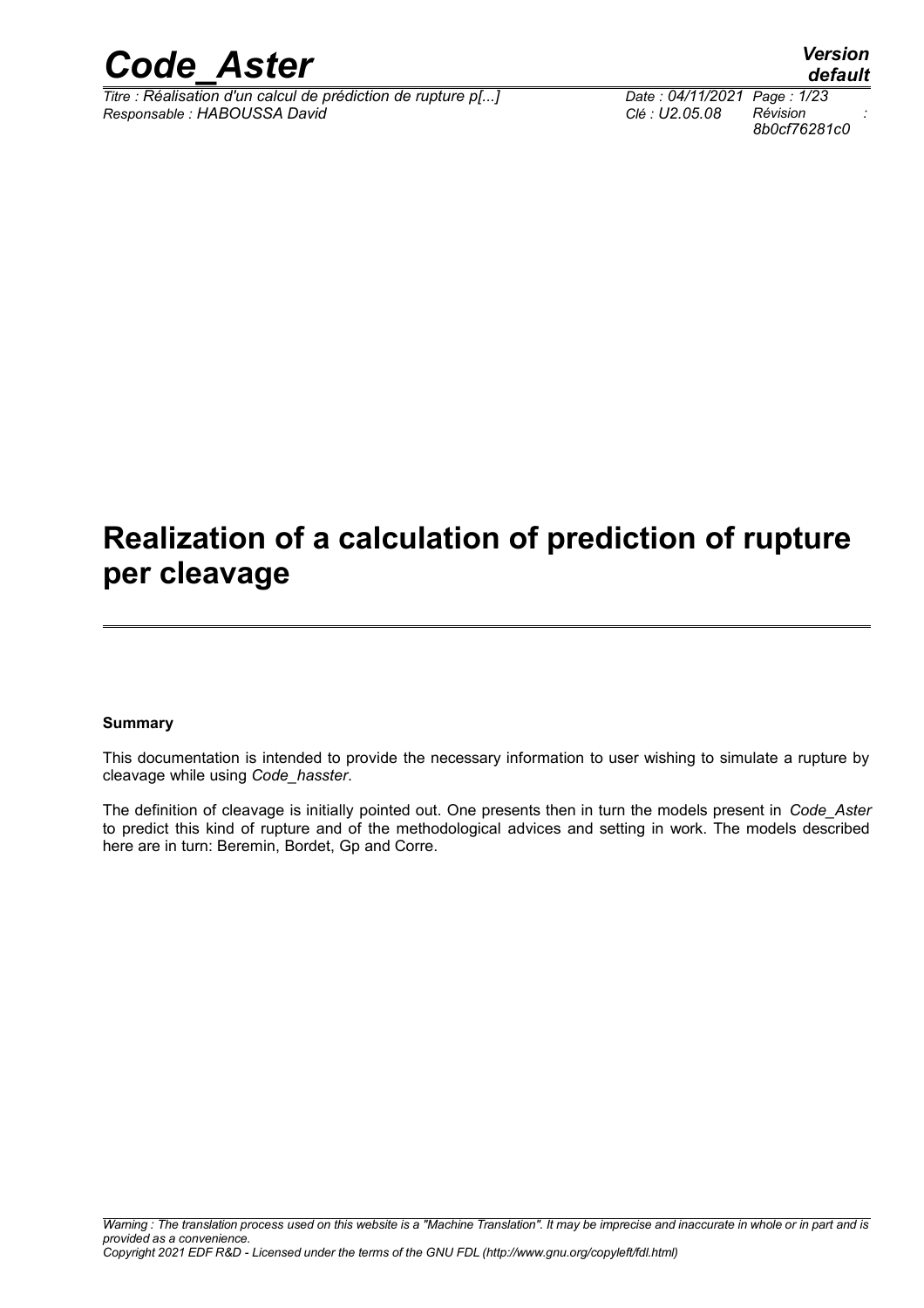# Realization of a calculation of prediction of rupture per cleavage

**Summary**

This documentation is intended to provide the necessary information to user wishing to simulate a rupture by cleavage while using *Code_hasster*.

The definition of cleavage is initially pointed out. One presents then in turn the models present in *Code_Aster* to predict this kind of rupture and of the methodological advices and setting in work. The models described here are in turn: Beremin, Bordet, Gp and Corre.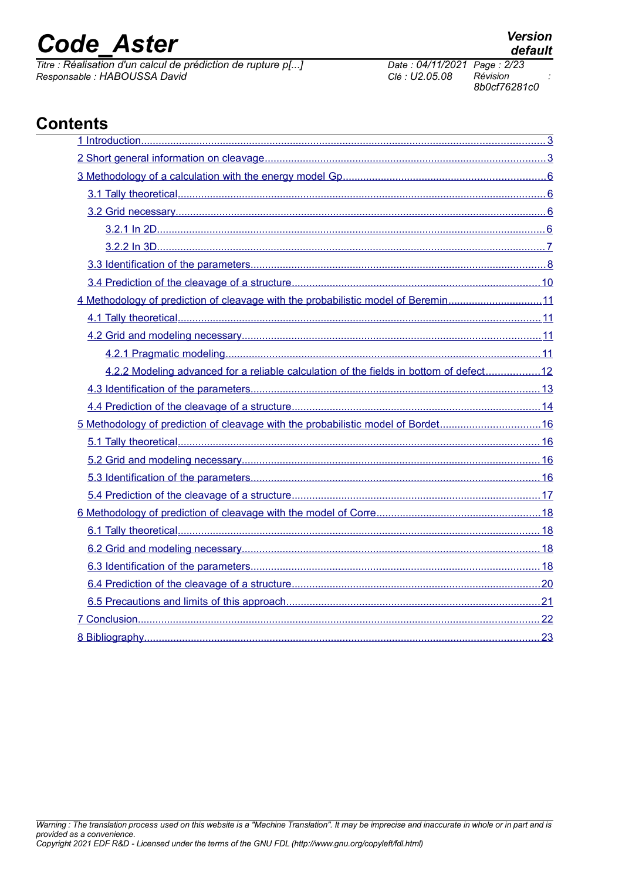# Contents

- 1 Introduction....3
- 2 Short general information on cleavage....3
- 3 Methodology of a calculation with the energy model Gp....6
  - 3.1 Tally theoretical....6
  - 3.2 Grid necessary....6
    - 3.2.1 In 2D....6
    - 3.2.2 In 3D....7
  - 3.3 Identification of the parameters....8
  - 3.4 Prediction of the cleavage of a structure....10
- 4 Methodology of prediction of cleavage with the probabilistic model of Beremin....11
  - 4.1 Tally theoretical....11
  - 4.2 Grid and modeling necessary....11
    - 4.2.1 Pragmatic modeling....11
    - 4.2.2 Modeling advanced for a reliable calculation of the fields in bottom of defect....12
  - 4.3 Identification of the parameters....13
  - 4.4 Prediction of the cleavage of a structure....14
- 5 Methodology of prediction of cleavage with the probabilistic model of Bordet....16
  - 5.1 Tally theoretical....16
  - 5.2 Grid and modeling necessary....16
  - 5.3 Identification of the parameters....16
  - 5.4 Prediction of the cleavage of a structure....17
- 6 Methodology of prediction of cleavage with the model of Corre....18
  - 6.1 Tally theoretical....18
  - 6.2 Grid and modeling necessary....18
  - 6.3 Identification of the parameters....18
  - 6.4 Prediction of the cleavage of a structure....20
  - 6.5 Precautions and limits of this approach....21
- 7 Conclusion....22
- 8 Bibliography....23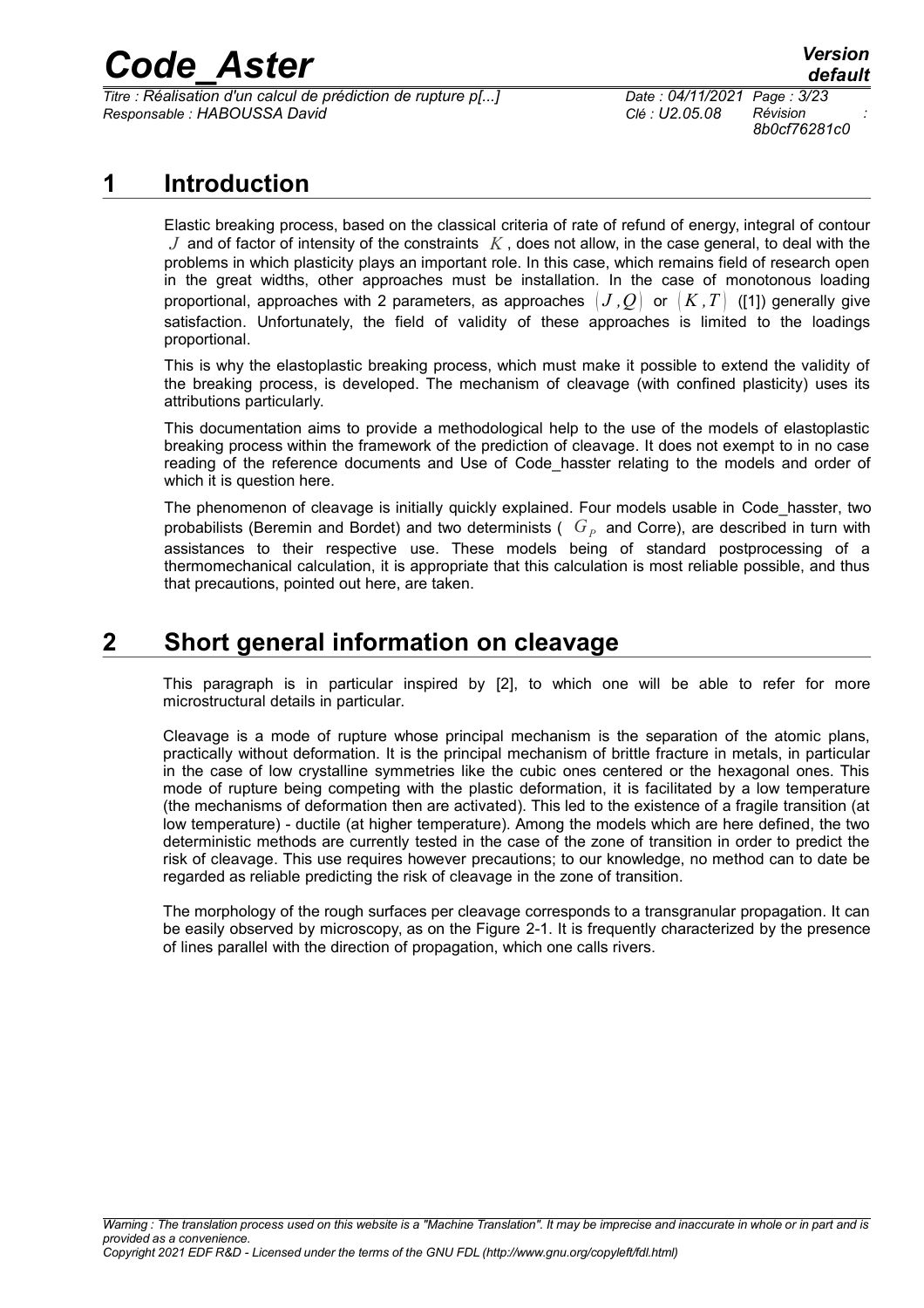# 1 Introduction

Elastic breaking process, based on the classical criteria of rate of refund of energy, integral of contour $J$ and of factor of intensity of the constraints $K$, does not allow, in the case general, to deal with the problems in which plasticity plays an important role. In this case, which remains field of research open in the great widths, other approaches must be installation. In the case of monotonous loading proportional, approaches with 2 parameters, as approaches $(J,Q)$ or $(K,T)$ ([1]) generally give satisfaction. Unfortunately, the field of validity of these approaches is limited to the loadings proportional.

This is why the elastoplastic breaking process, which must make it possible to extend the validity of the breaking process, is developed. The mechanism of cleavage (with confined plasticity) uses its attributions particularly.

This documentation aims to provide a methodological help to the use of the models of elastoplastic breaking process within the framework of the prediction of cleavage. It does not exempt to in no case reading of the reference documents and Use of Code_hasster relating to the models and order of which it is question here.

The phenomenon of cleavage is initially quickly explained. Four models usable in Code_hasster, two probabilists (Beremin and Bordet) and two determinists ( $G_P$ and Corre), are described in turn with assistances to their respective use. These models being of standard postprocessing of a thermomechanical calculation, it is appropriate that this calculation is most reliable possible, and thus that precautions, pointed out here, are taken.

# 2 Short general information on cleavage

This paragraph is in particular inspired by [2], to which one will be able to refer for more microstructural details in particular.

Cleavage is a mode of rupture whose principal mechanism is the separation of the atomic plans, practically without deformation. It is the principal mechanism of brittle fracture in metals, in particular in the case of low crystalline symmetries like the cubic ones centered or the hexagonal ones. This mode of rupture being competing with the plastic deformation, it is facilitated by a low temperature (the mechanisms of deformation then are activated). This led to the existence of a fragile transition (at low temperature) - ductile (at higher temperature). Among the models which are here defined, the two deterministic methods are currently tested in the case of the zone of transition in order to predict the risk of cleavage. This use requires however precautions; to our knowledge, no method can to date be regarded as reliable predicting the risk of cleavage in the zone of transition.

The morphology of the rough surfaces per cleavage corresponds to a transgranular propagation. It can be easily observed by microscopy, as on the Figure 2-1. It is frequently characterized by the presence of lines parallel with the direction of propagation, which one calls rivers.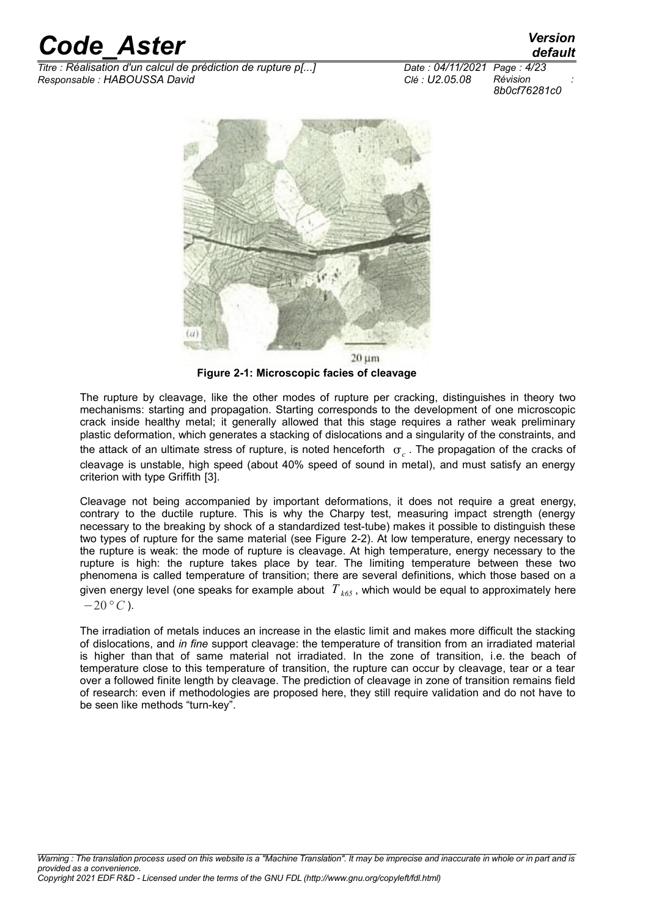Figure 2-1: Microscopic facies of cleavage

The rupture by cleavage, like the other modes of rupture per cracking, distinguishes in theory two mechanisms: starting and propagation. Starting corresponds to the development of one microscopic crack inside healthy metal; it generally allowed that this stage requires a rather weak preliminary plastic deformation, which generates a stacking of dislocations and a singularity of the constraints, and the attack of an ultimate stress of rupture, is noted henceforth $\sigma_c$. The propagation of the cracks of cleavage is unstable, high speed (about 40% speed of sound in metal), and must satisfy an energy criterion with type Griffith [3].

Cleavage not being accompanied by important deformations, it does not require a great energy, contrary to the ductile rupture. This is why the Charpy test, measuring impact strength (energy necessary to the breaking by shock of a standardized test-tube) makes it possible to distinguish these two types of rupture for the same material (see Figure 2-2). At low temperature, energy necessary to the rupture is weak: the mode of rupture is cleavage. At high temperature, energy necessary to the rupture is high: the rupture takes place by tear. The limiting temperature between these two phenomena is called temperature of transition; there are several definitions, which those based on a given energy level (one speaks for example about $T_{k65}$, which would be equal to approximately here $-20°C$).

The irradiation of metals induces an increase in the elastic limit and makes more difficult the stacking of dislocations, and *in fine* support cleavage: the temperature of transition from an irradiated material is higher than that of same material not irradiated. In the zone of transition, i.e. the beach of temperature close to this temperature of transition, the rupture can occur by cleavage, tear or a tear over a followed finite length by cleavage. The prediction of cleavage in zone of transition remains field of research: even if methodologies are proposed here, they still require validation and do not have to be seen like methods "turn-key".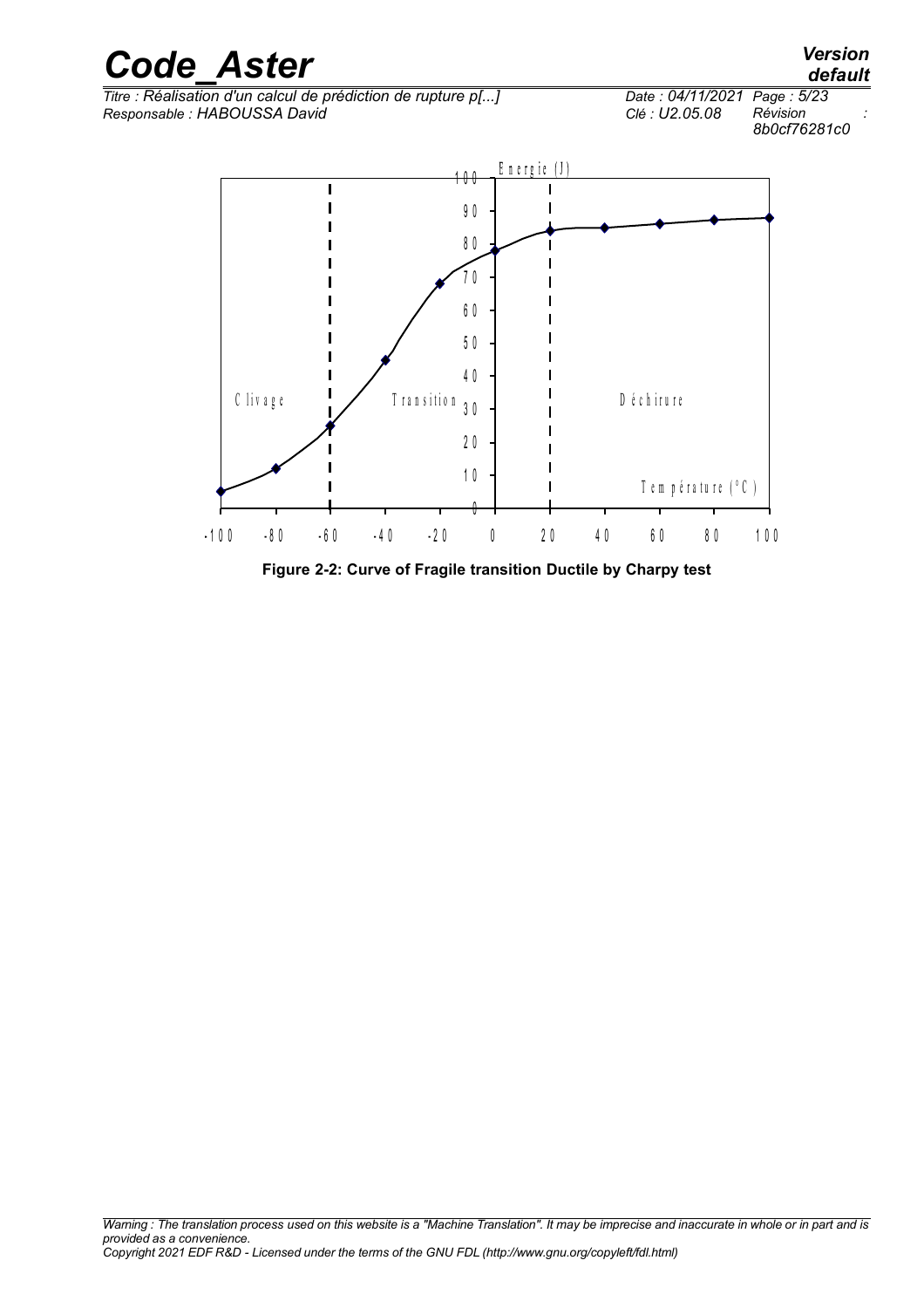Figure 2-2: Curve of Fragile transition Ductile by Charpy test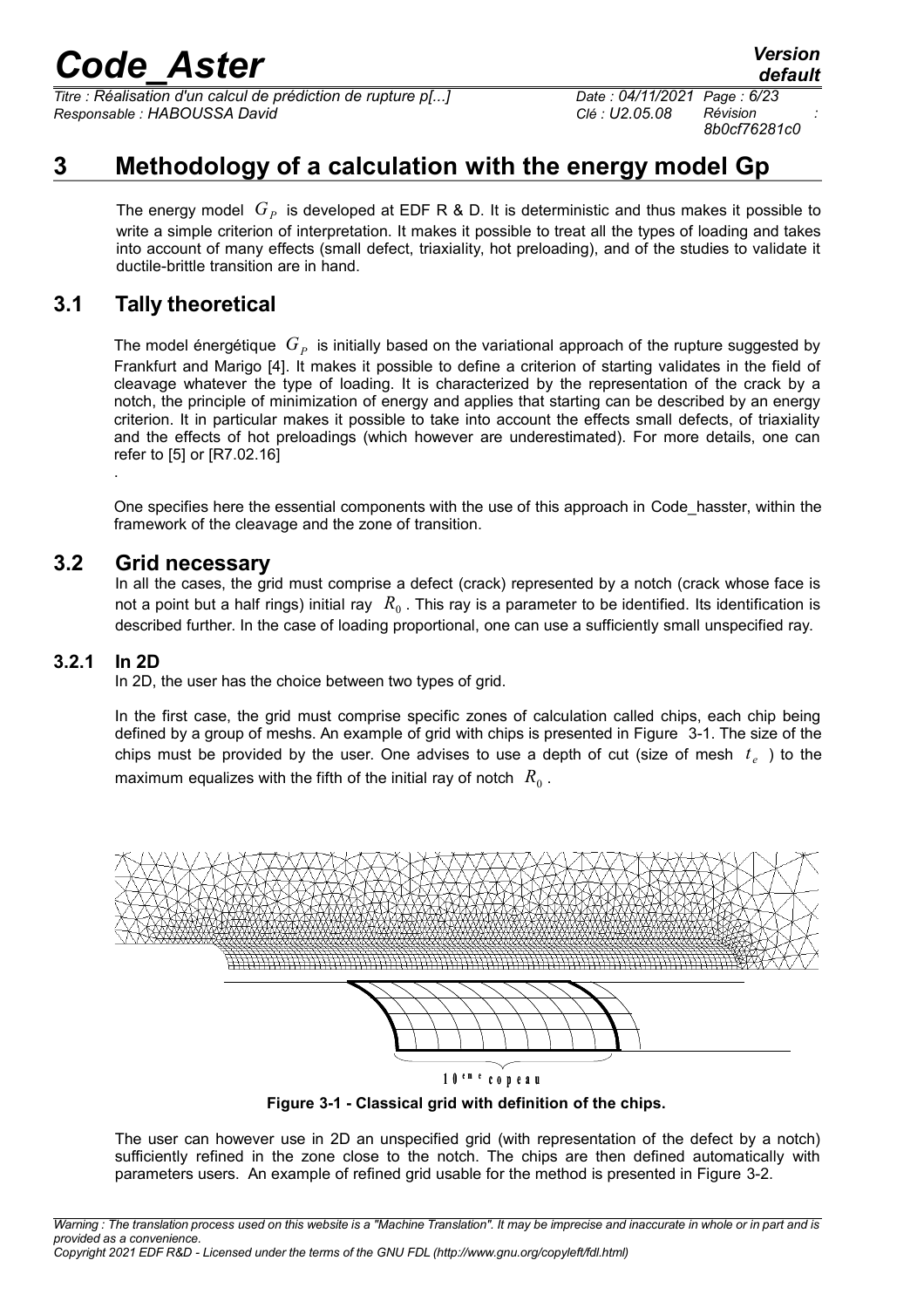# 3 Methodology of a calculation with the energy model Gp

The energy model $G_P$ is developed at EDF R & D. It is deterministic and thus makes it possible to write a simple criterion of interpretation. It makes it possible to treat all the types of loading and takes into account of many effects (small defect, triaxiality, hot preloading), and of the studies to validate it ductile-brittle transition are in hand.

## 3.1 Tally theoretical

The model énergétique $G_P$ is initially based on the variational approach of the rupture suggested by Frankfurt and Marigo [4]. It makes it possible to define a criterion of starting validates in the field of cleavage whatever the type of loading. It is characterized by the representation of the crack by a notch, the principle of minimization of energy and applies that starting can be described by an energy criterion. It in particular makes it possible to take into account the effects small defects, of triaxiality and the effects of hot preloadings (which however are underestimated). For more details, one can refer to [5] or [R7.02.16]

.

One specifies here the essential components with the use of this approach in Code_hasster, within the framework of the cleavage and the zone of transition.

## 3.2 Grid necessary

In all the cases, the grid must comprise a defect (crack) represented by a notch (crack whose face is not a point but a half rings) initial ray $R_0$. This ray is a parameter to be identified. Its identification is described further. In the case of loading proportional, one can use a sufficiently small unspecified ray.

### 3.2.1 In 2D

In 2D, the user has the choice between two types of grid.

In the first case, the grid must comprise specific zones of calculation called chips, each chip being defined by a group of meshs. An example of grid with chips is presented in Figure 3-1. The size of the chips must be provided by the user. One advises to use a depth of cut (size of mesh $t_e$ ) to the maximum equalizes with the fifth of the initial ray of notch $R_0$.

10ème copeau

**Figure 3-1 - Classical grid with definition of the chips.**

The user can however use in 2D an unspecified grid (with representation of the defect by a notch) sufficiently refined in the zone close to the notch. The chips are then defined automatically with parameters users. An example of refined grid usable for the method is presented in Figure 3-2.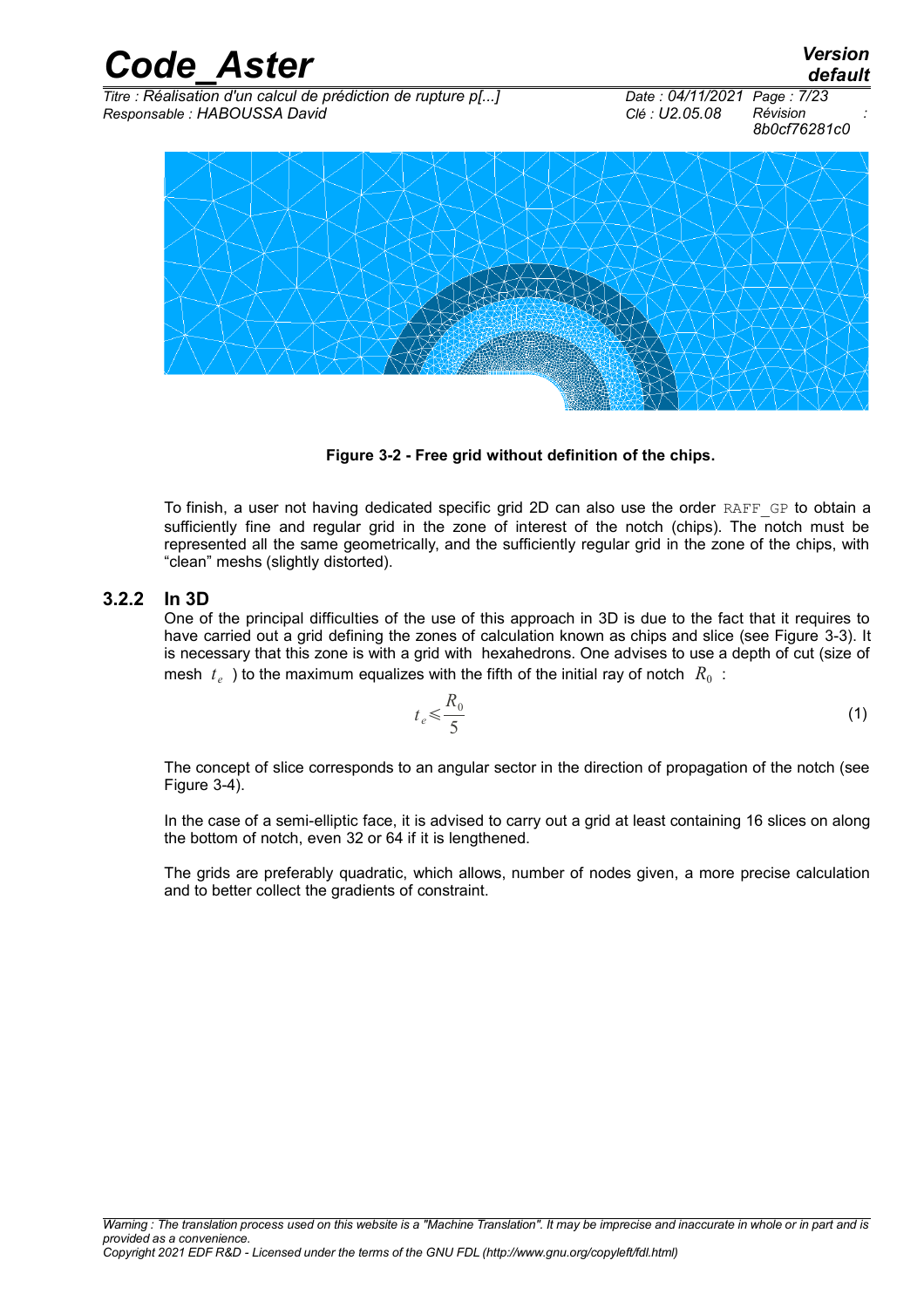**Figure 3-2 - Free grid without definition of the chips.**

To finish, a user not having dedicated specific grid 2D can also use the order `RAFF_GP` to obtain a sufficiently fine and regular grid in the zone of interest of the notch (chips). The notch must be represented all the same geometrically, and the sufficiently regular grid in the zone of the chips, with "clean" meshs (slightly distorted).

### 3.2.2 In 3D

One of the principal difficulties of the use of this approach in 3D is due to the fact that it requires to have carried out a grid defining the zones of calculation known as chips and slice (see Figure 3-3). It is necessary that this zone is with a grid with hexahedrons. One advises to use a depth of cut (size of mesh $t_e$ ) to the maximum equalizes with the fifth of the initial ray of notch $R_0$ :

$$t_e \leqslant \frac{R_0}{5} \tag{1}$$

The concept of slice corresponds to an angular sector in the direction of propagation of the notch (see Figure 3-4).

In the case of a semi-elliptic face, it is advised to carry out a grid at least containing 16 slices on along the bottom of notch, even 32 or 64 if it is lengthened.

The grids are preferably quadratic, which allows, number of nodes given, a more precise calculation and to better collect the gradients of constraint.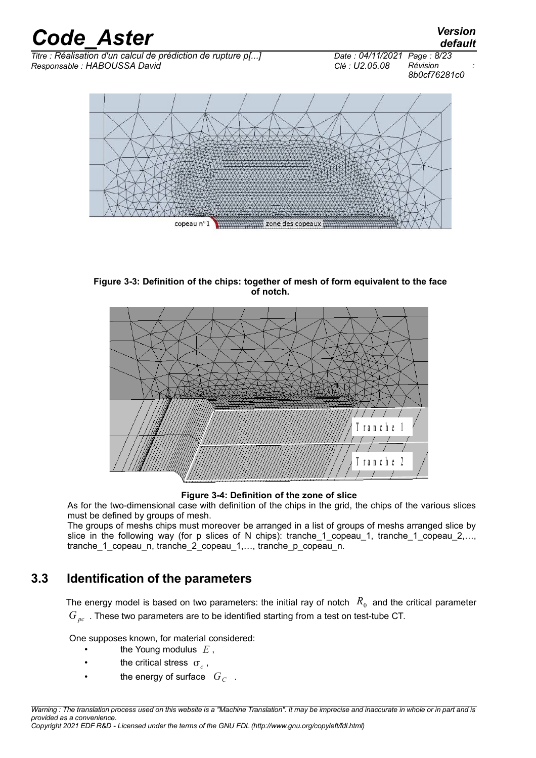**Figure 3-3: Definition of the chips: together of mesh of form equivalent to the face of notch.**

**Figure 3-4: Definition of the zone of slice**

As for the two-dimensional case with definition of the chips in the grid, the chips of the various slices must be defined by groups of mesh.

The groups of meshs chips must moreover be arranged in a list of groups of meshs arranged slice by slice in the following way (for p slices of N chips): tranche_1_copeau_1, tranche_1_copeau_2,…, tranche_1_copeau_n, tranche_2_copeau_1,…, tranche_p_copeau_n.

## 3.3 Identification of the parameters

The energy model is based on two parameters: the initial ray of notch $R_0$ and the critical parameter $G_{pc}$ . These two parameters are to be identified starting from a test on test-tube CT.

One supposes known, for material considered:

- the Young modulus $E$ ,
- the critical stress $\sigma_c$ ,
- the energy of surface $G_C$ .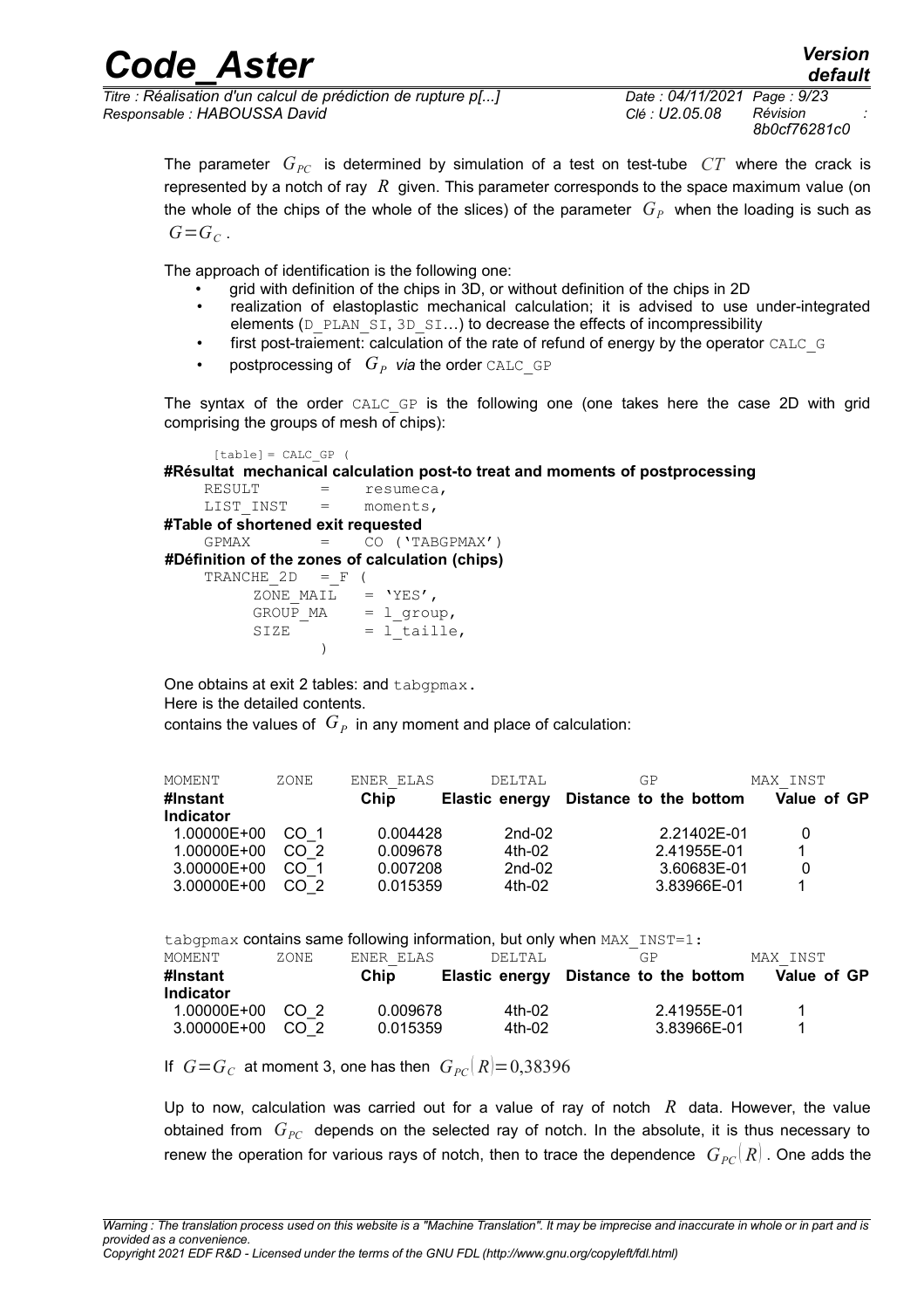The parameter $G_{PC}$ is determined by simulation of a test on test-tube $CT$ where the crack is represented by a notch of ray $R$ given. This parameter corresponds to the space maximum value (on the whole of the chips of the whole of the slices) of the parameter $G_P$ when the loading is such as $G = G_C$.

The approach of identification is the following one:

- grid with definition of the chips in 3D, or without definition of the chips in 2D
- realization of elastoplastic mechanical calculation; it is advised to use under-integrated elements (D_PLAN_SI, 3D_SI…) to decrease the effects of incompressibility
- first post-traiement: calculation of the rate of refund of energy by the operator CALC_G
- postprocessing of $G_P$ *via* the order CALC_GP

The syntax of the order CALC_GP is the following one (one takes here the case 2D with grid comprising the groups of mesh of chips):

```
[table] = CALC_GP (
#Résultat  mechanical calculation post-to treat and moments of postprocessing
    RESULT       =    resumeca,
    LIST_INST    =    moments,
#Table of shortened exit requested
    GPMAX        =    CO ('TABGPMAX')
#Définition of the zones of calculation (chips)
    TRANCHE_2D   = _F (
         ZONE_MAIL    = 'YES',
         GROUP_MA     = l_group,
         SIZE         = l_taille,
              )
```

One obtains at exit 2 tables: and tabgpmax.
Here is the detailed contents.
contains the values of $G_P$ in any moment and place of calculation:

| MOMENT<br>#Instant | ZONE | ENER_ELAS<br>Chip | DELTAL<br>Elastic energy | GP<br>Distance to the bottom | MAX_INST<br>Value of GP |
|---|---|---|---|---|---|
| Indicator | | | | | |
| 1.00000E+00 | CO_1 | 0.004428 | 2nd-02 | 2.21402E-01 | 0 |
| 1.00000E+00 | CO_2 | 0.009678 | 4th-02 | 2.41955E-01 | 1 |
| 3.00000E+00 | CO_1 | 0.007208 | 2nd-02 | 3.60683E-01 | 0 |
| 3.00000E+00 | CO_2 | 0.015359 | 4th-02 | 3.83966E-01 | 1 |

tabgpmax contains same following information, but only when MAX_INST=1:

| MOMENT<br>#Instant | ZONE | ENER_ELAS<br>Chip | DELTAL<br>Elastic energy | GP<br>Distance to the bottom | MAX_INST<br>Value of GP |
|---|---|---|---|---|---|
| Indicator | | | | | |
| 1.00000E+00 | CO_2 | 0.009678 | 4th-02 | 2.41955E-01 | 1 |
| 3.00000E+00 | CO_2 | 0.015359 | 4th-02 | 3.83966E-01 | 1 |

If $G = G_C$ at moment 3, one has then $G_{PC}(R) = 0{,}38396$

Up to now, calculation was carried out for a value of ray of notch $R$ data. However, the value obtained from $G_{PC}$ depends on the selected ray of notch. In the absolute, it is thus necessary to renew the operation for various rays of notch, then to trace the dependence $G_{PC}(R)$. One adds the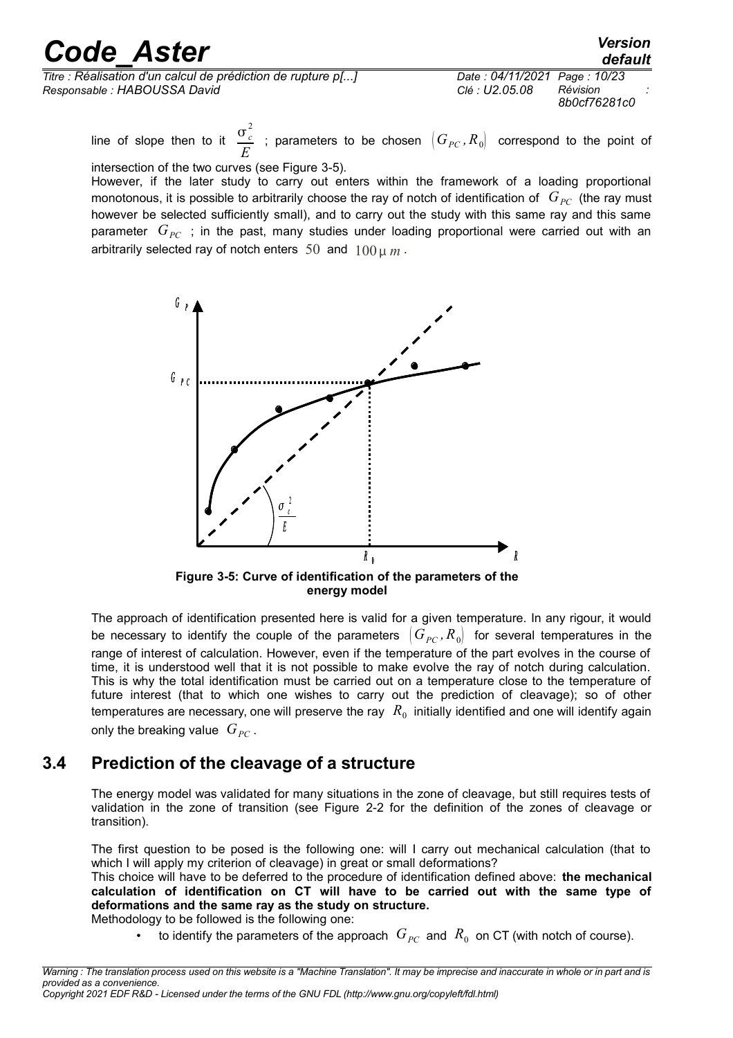line of slope then to it $\frac{\sigma_c^2}{E}$ ; parameters to be chosen $(G_{PC}, R_0)$ correspond to the point of intersection of the two curves (see Figure 3-5).

However, if the later study to carry out enters within the framework of a loading proportional monotonous, it is possible to arbitrarily choose the ray of notch of identification of $G_{PC}$ (the ray must however be selected sufficiently small), and to carry out the study with this same ray and this same parameter $G_{PC}$ ; in the past, many studies under loading proportional were carried out with an arbitrarily selected ray of notch enters $50$ and $100\,\mu\,m$.

**Figure 3-5: Curve of identification of the parameters of the energy model**

The approach of identification presented here is valid for a given temperature. In any rigour, it would be necessary to identify the couple of the parameters $(G_{PC}, R_0)$ for several temperatures in the range of interest of calculation. However, even if the temperature of the part evolves in the course of time, it is understood well that it is not possible to make evolve the ray of notch during calculation. This is why the total identification must be carried out on a temperature close to the temperature of future interest (that to which one wishes to carry out the prediction of cleavage); so of other temperatures are necessary, one will preserve the ray $R_0$ initially identified and one will identify again only the breaking value $G_{PC}$.

## 3.4 Prediction of the cleavage of a structure

The energy model was validated for many situations in the zone of cleavage, but still requires tests of validation in the zone of transition (see Figure 2-2 for the definition of the zones of cleavage or transition).

The first question to be posed is the following one: will I carry out mechanical calculation (that to which I will apply my criterion of cleavage) in great or small deformations?

This choice will have to be deferred to the procedure of identification defined above: **the mechanical calculation of identification on CT will have to be carried out with the same type of deformations and the same ray as the study on structure.**

Methodology to be followed is the following one:

- to identify the parameters of the approach $G_{PC}$ and $R_0$ on CT (with notch of course).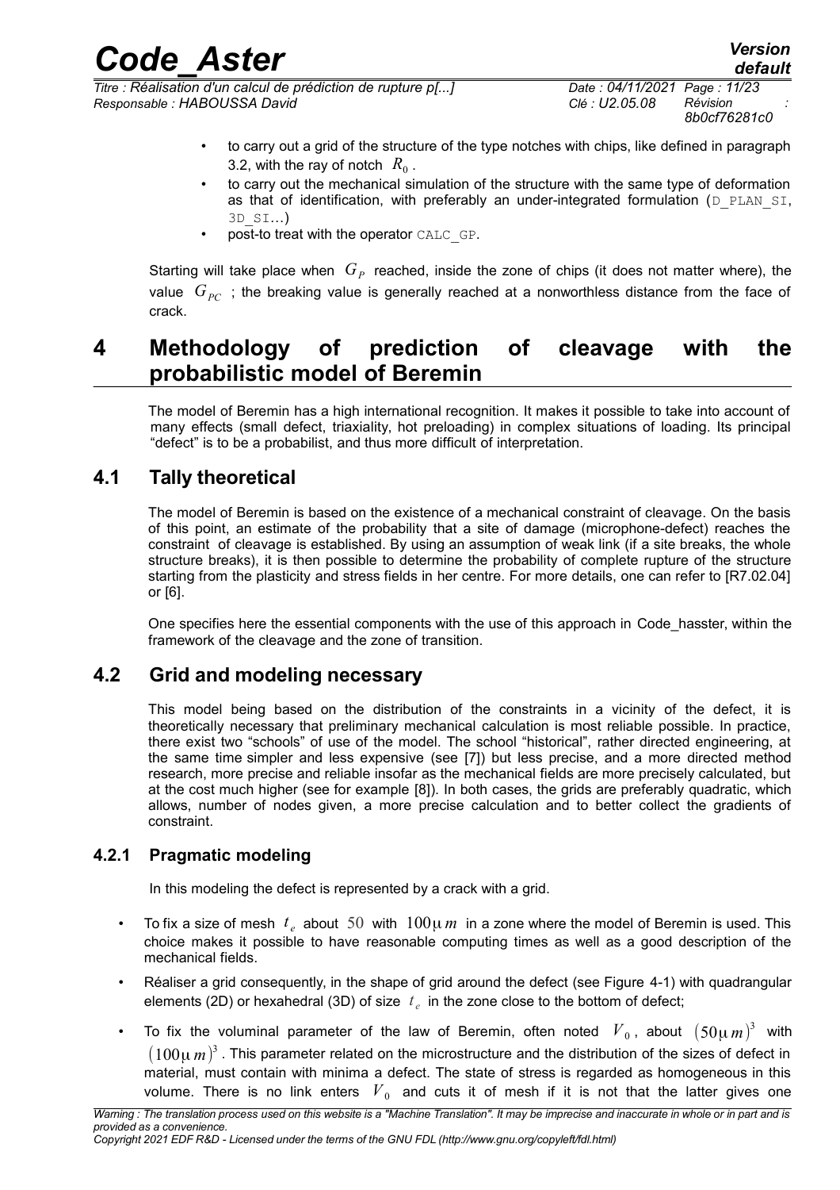- to carry out a grid of the structure of the type notches with chips, like defined in paragraph 3.2, with the ray of notch $R_0$.
- to carry out the mechanical simulation of the structure with the same type of deformation as that of identification, with preferably an under-integrated formulation (D_PLAN_SI, 3D_SI...)
- post-to treat with the operator CALC_GP.

Starting will take place when $G_P$ reached, inside the zone of chips (it does not matter where), the value $G_{PC}$ ; the breaking value is generally reached at a nonworthless distance from the face of crack.

# 4 Methodology of prediction of cleavage with the probabilistic model of Beremin

The model of Beremin has a high international recognition. It makes it possible to take into account of many effects (small defect, triaxiality, hot preloading) in complex situations of loading. Its principal "defect" is to be a probabilist, and thus more difficult of interpretation.

## 4.1 Tally theoretical

The model of Beremin is based on the existence of a mechanical constraint of cleavage. On the basis of this point, an estimate of the probability that a site of damage (microphone-defect) reaches the constraint of cleavage is established. By using an assumption of weak link (if a site breaks, the whole structure breaks), it is then possible to determine the probability of complete rupture of the structure starting from the plasticity and stress fields in her centre. For more details, one can refer to [R7.02.04] or [6].

One specifies here the essential components with the use of this approach in Code_hasster, within the framework of the cleavage and the zone of transition.

## 4.2 Grid and modeling necessary

This model being based on the distribution of the constraints in a vicinity of the defect, it is theoretically necessary that preliminary mechanical calculation is most reliable possible. In practice, there exist two "schools" of use of the model. The school "historical", rather directed engineering, at the same time simpler and less expensive (see [7]) but less precise, and a more directed method research, more precise and reliable insofar as the mechanical fields are more precisely calculated, but at the cost much higher (see for example [8]). In both cases, the grids are preferably quadratic, which allows, number of nodes given, a more precise calculation and to better collect the gradients of constraint.

### 4.2.1 Pragmatic modeling

In this modeling the defect is represented by a crack with a grid.

- To fix a size of mesh $t_e$ about $50$ with $100\mu m$ in a zone where the model of Beremin is used. This choice makes it possible to have reasonable computing times as well as a good description of the mechanical fields.
- Réaliser a grid consequently, in the shape of grid around the defect (see Figure 4-1) with quadrangular elements (2D) or hexahedral (3D) of size $t_e$ in the zone close to the bottom of defect;
- To fix the voluminal parameter of the law of Beremin, often noted $V_0$, about $(50\mu m)^3$ with $(100\mu m)^3$. This parameter related on the microstructure and the distribution of the sizes of defect in material, must contain with minima a defect. The state of stress is regarded as homogeneous in this volume. There is no link enters $V_0$ and cuts it of mesh if it is not that the latter gives one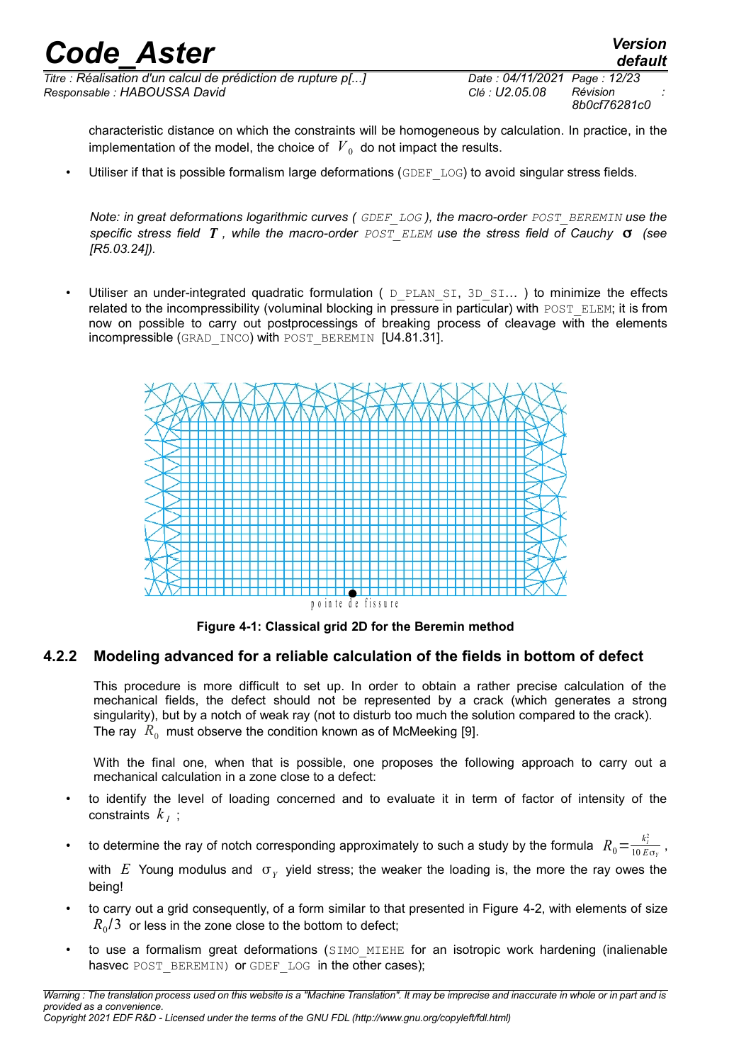characteristic distance on which the constraints will be homogeneous by calculation. In practice, in the implementation of the model, the choice of $V_0$ do not impact the results.

- Utiliser if that is possible formalism large deformations (`GDEF_LOG`) to avoid singular stress fields.

*Note: in great deformations logarithmic curves (* `GDEF_LOG` *), the macro-order* `POST_BEREMIN` *use the specific stress field* $\boldsymbol{T}$ *, while the macro-order* `POST_ELEM` *use the stress field of Cauchy* $\boldsymbol{\sigma}$ *(see [R5.03.24]).*

- Utiliser an under-integrated quadratic formulation ( `D_PLAN_SI`, `3D_SI`… ) to minimize the effects related to the incompressibility (voluminal blocking in pressure in particular) with `POST_ELEM`; it is from now on possible to carry out postprocessings of breaking process of cleavage with the elements incompressible (`GRAD_INCO`) with `POST_BEREMIN` [U4.81.31].

pointe de fissure

**Figure 4-1: Classical grid 2D for the Beremin method**

### 4.2.2 Modeling advanced for a reliable calculation of the fields in bottom of defect

This procedure is more difficult to set up. In order to obtain a rather precise calculation of the mechanical fields, the defect should not be represented by a crack (which generates a strong singularity), but by a notch of weak ray (not to disturb too much the solution compared to the crack). The ray $R_0$ must observe the condition known as of McMeeking [9].

With the final one, when that is possible, one proposes the following approach to carry out a mechanical calculation in a zone close to a defect:

- to identify the level of loading concerned and to evaluate it in term of factor of intensity of the constraints $k_I$ ;
- to determine the ray of notch corresponding approximately to such a study by the formula $R_0 = \frac{k_I^2}{10\,E\sigma_Y}$ , with $E$ Young modulus and $\sigma_Y$ yield stress; the weaker the loading is, the more the ray owes the being!
- to carry out a grid consequently, of a form similar to that presented in Figure 4-2, with elements of size $R_0/3$ or less in the zone close to the bottom to defect;
- to use a formalism great deformations (`SIMO_MIEHE` for an isotropic work hardening (inalienable hasvec `POST_BEREMIN`) or `GDEF_LOG` in the other cases);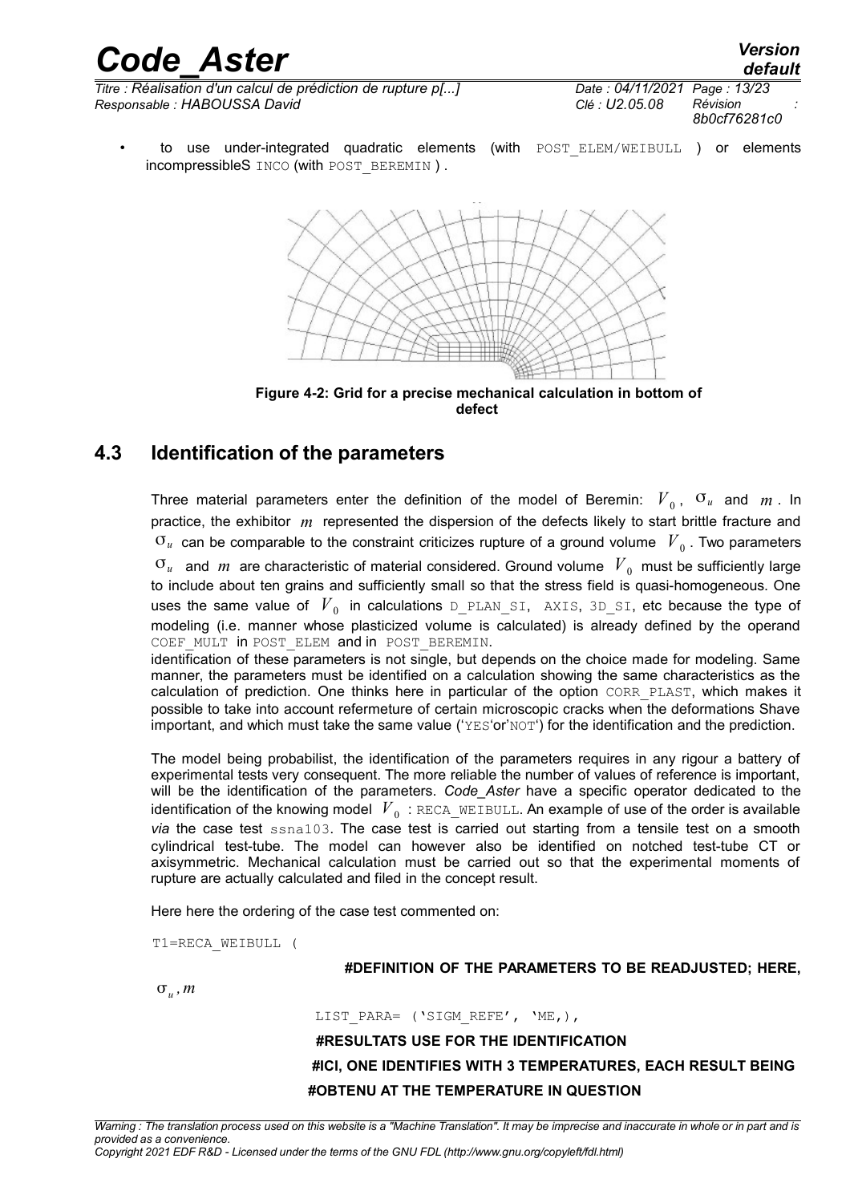- to use under-integrated quadratic elements (with POST_ELEM/WEIBULL ) or elements incompressibleS INCO (with POST_BEREMIN ) .

**Figure 4-2: Grid for a precise mechanical calculation in bottom of defect**

## 4.3 Identification of the parameters

Three material parameters enter the definition of the model of Beremin: $V_0$, $\sigma_u$ and $m$. In practice, the exhibitor $m$ represented the dispersion of the defects likely to start brittle fracture and $\sigma_u$ can be comparable to the constraint criticizes rupture of a ground volume $V_0$. Two parameters $\sigma_u$ and $m$ are characteristic of material considered. Ground volume $V_0$ must be sufficiently large to include about ten grains and sufficiently small so that the stress field is quasi-homogeneous. One uses the same value of $V_0$ in calculations D_PLAN_SI, AXIS, 3D_SI, etc because the type of modeling (i.e. manner whose plasticized volume is calculated) is already defined by the operand COEF_MULT in POST_ELEM and in POST_BEREMIN.
identification of these parameters is not single, but depends on the choice made for modeling. Same manner, the parameters must be identified on a calculation showing the same characteristics as the calculation of prediction. One thinks here in particular of the option CORR_PLAST, which makes it possible to take into account refermeture of certain microscopic cracks when the deformations Shave important, and which must take the same value ('YES'or'NOT') for the identification and the prediction.

The model being probabilist, the identification of the parameters requires in any rigour a battery of experimental tests very consequent. The more reliable the number of values of reference is important, will be the identification of the parameters. *Code_Aster* have a specific operator dedicated to the identification of the knowing model $V_0$ : RECA_WEIBULL. An example of use of the order is available *via* the case test ssna103. The case test is carried out starting from a tensile test on a smooth cylindrical test-tube. The model can however also be identified on notched test-tube CT or axisymmetric. Mechanical calculation must be carried out so that the experimental moments of rupture are actually calculated and filed in the concept result.

Here here the ordering of the case test commented on:

```
T1=RECA_WEIBULL (
                    #DEFINITION OF THE PARAMETERS TO BE READJUSTED; HERE, σu, m
                    LIST_PARA= ('SIGM_REFE', 'ME,),
                    #RESULTATS USE FOR THE IDENTIFICATION
                    #ICI, ONE IDENTIFIES WITH 3 TEMPERATURES, EACH RESULT BEING
                    #OBTENU AT THE TEMPERATURE IN QUESTION
```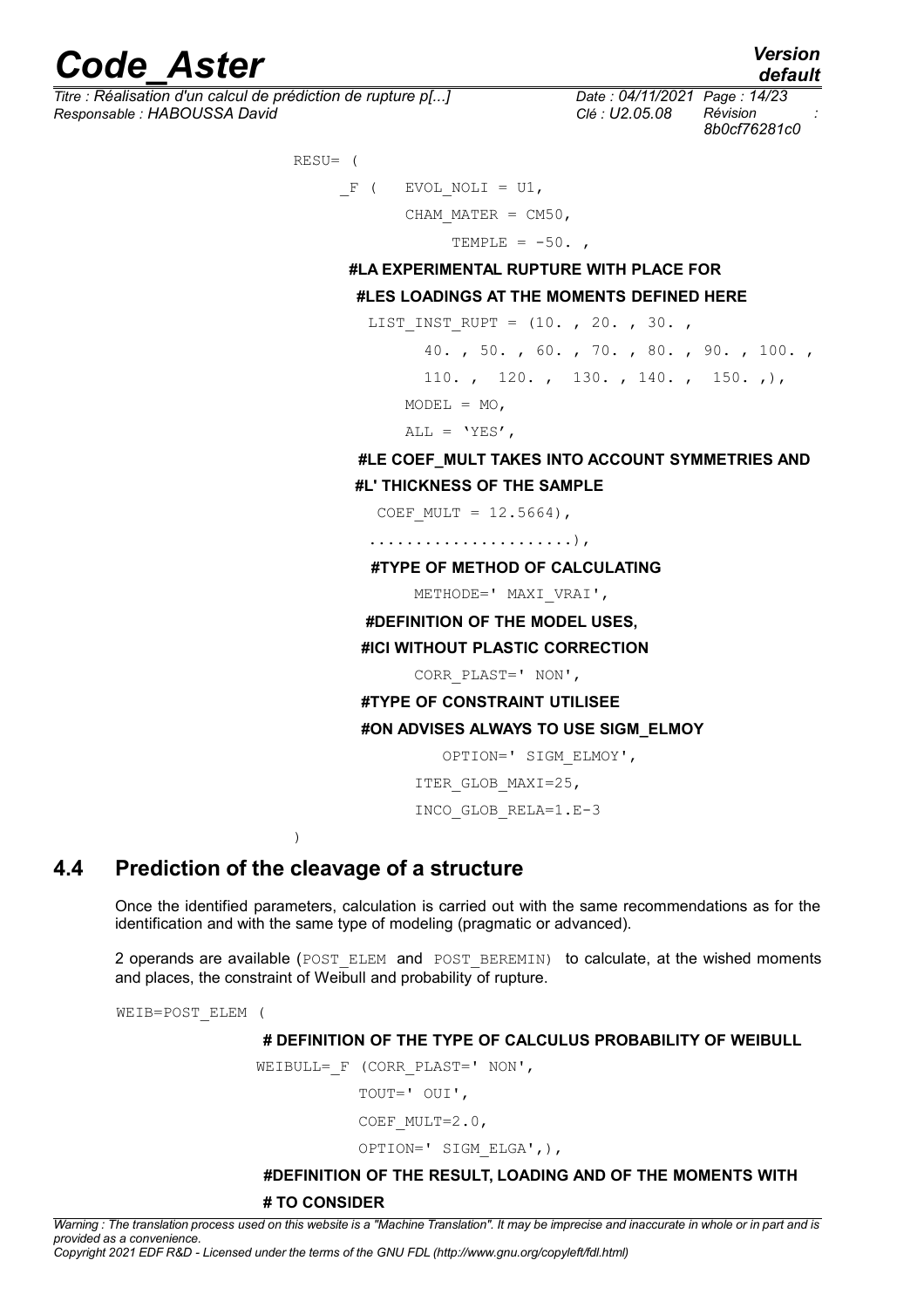```
RESU= (
      _F (  EVOL_NOLI = U1,
            CHAM_MATER = CM50,
               TEMPLE = -50. ,
#LA EXPERIMENTAL RUPTURE WITH PLACE FOR
#LES LOADINGS AT THE MOMENTS DEFINED HERE
       LIST_INST_RUPT = (10. , 20. , 30. ,
              40. , 50. , 60. , 70. , 80. , 90. , 100. ,
              110. ,  120. ,  130. , 140. ,  150. ,),
            MODEL = MO,
            ALL = 'YES',
#LE COEF_MULT TAKES INTO ACCOUNT SYMMETRIES AND
#L' THICKNESS OF THE SAMPLE
        COEF_MULT = 12.5664),
       ......................),
#TYPE OF METHOD OF CALCULATING
            METHODE=' MAXI_VRAI',
#DEFINITION OF THE MODEL USES,
#ICI WITHOUT PLASTIC CORRECTION
            CORR_PLAST=' NON',
#TYPE OF CONSTRAINT UTILISEE
#ON ADVISES ALWAYS TO USE SIGM_ELMOY
               OPTION=' SIGM_ELMOY',
            ITER_GLOB_MAXI=25,
            INCO_GLOB_RELA=1.E-3
)
```

## 4.4 Prediction of the cleavage of a structure

Once the identified parameters, calculation is carried out with the same recommendations as for the identification and with the same type of modeling (pragmatic or advanced).

2 operands are available (POST_ELEM and POST_BEREMIN) to calculate, at the wished moments and places, the constraint of Weibull and probability of rupture.

```
WEIB=POST_ELEM (
# DEFINITION OF THE TYPE OF CALCULUS PROBABILITY OF WEIBULL
        WEIBULL=_F (CORR_PLAST=' NON',
                    TOUT=' OUI',
                    COEF_MULT=2.0,
                    OPTION=' SIGM_ELGA',),
#DEFINITION OF THE RESULT, LOADING AND OF THE MOMENTS WITH
# TO CONSIDER
```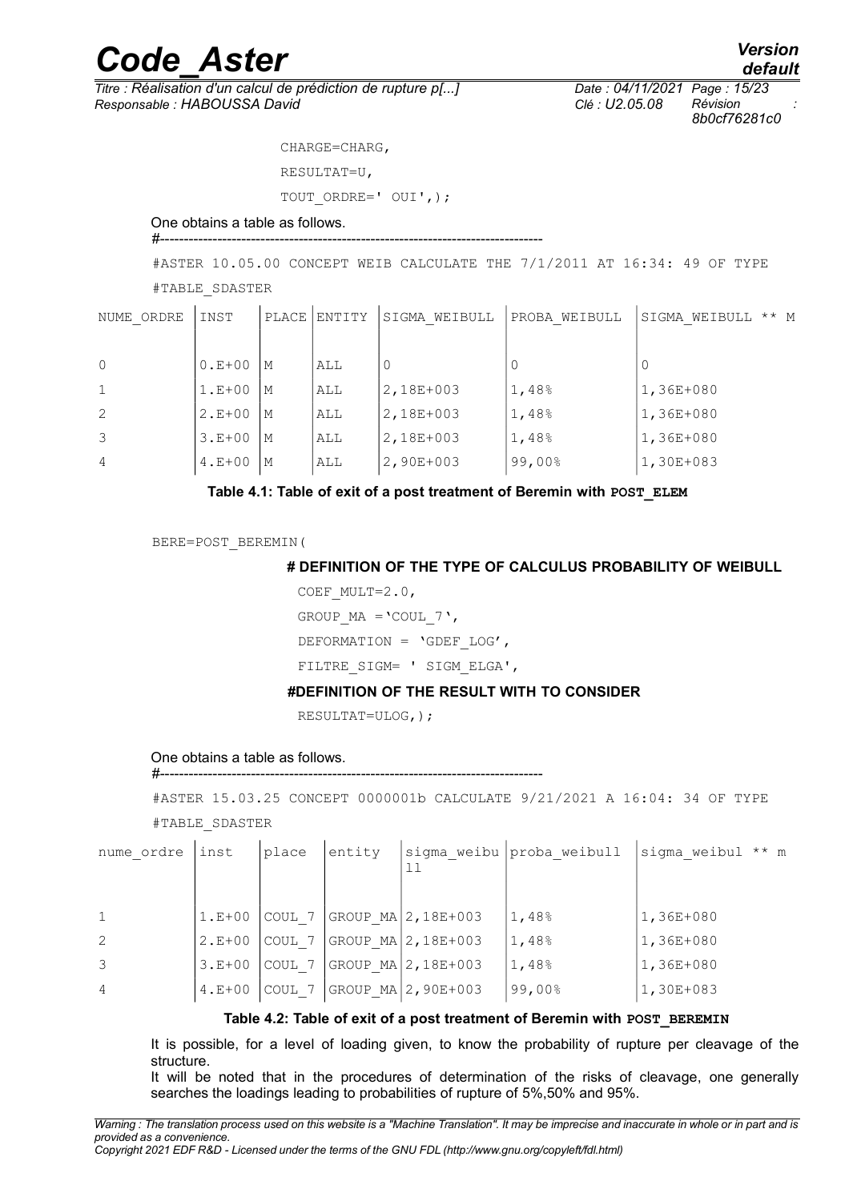```
CHARGE=CHARG,
RESULTAT=U,
TOUT_ORDRE=' OUI',);
```

One obtains a table as follows.

#--------------------------------------------------------------------------------

#ASTER 10.05.00 CONCEPT WEIB CALCULATE THE 7/1/2011 AT 16:34: 49 OF TYPE

#TABLE_SDASTER

| NUME_ORDRE | INST | PLACE | ENTITY | SIGMA_WEIBULL | PROBA_WEIBULL | SIGMA_WEIBULL ** M |
|---|---|---|---|---|---|---|
| 0 | 0.E+00 | M | ALL | 0 | 0 | 0 |
| 1 | 1.E+00 | M | ALL | 2,18E+003 | 1,48% | 1,36E+080 |
| 2 | 2.E+00 | M | ALL | 2,18E+003 | 1,48% | 1,36E+080 |
| 3 | 3.E+00 | M | ALL | 2,18E+003 | 1,48% | 1,36E+080 |
| 4 | 4.E+00 | M | ALL | 2,90E+003 | 99,00% | 1,30E+083 |

**Table 4.1: Table of exit of a post treatment of Beremin with POST_ELEM**

```
BERE=POST_BEREMIN(
# DEFINITION OF THE TYPE OF CALCULUS PROBABILITY OF WEIBULL
    COEF_MULT=2.0,
    GROUP_MA ='COUL_7',
    DEFORMATION = 'GDEF_LOG',
    FILTRE_SIGM= ' SIGM_ELGA',
#DEFINITION OF THE RESULT WITH TO CONSIDER
    RESULTAT=ULOG,);
```

One obtains a table as follows.

#--------------------------------------------------------------------------------

#ASTER 15.03.25 CONCEPT 0000001b CALCULATE 9/21/2021 A 16:04: 34 OF TYPE

#TABLE_SDASTER

| nume_ordre | inst | place | entity | sigma_weibull | proba_weibull | sigma_weibul ** m |
|---|---|---|---|---|---|---|
| 1 | 1.E+00 | COUL_7 | GROUP_MA | 2,18E+003 | 1,48% | 1,36E+080 |
| 2 | 2.E+00 | COUL_7 | GROUP_MA | 2,18E+003 | 1,48% | 1,36E+080 |
| 3 | 3.E+00 | COUL_7 | GROUP_MA | 2,18E+003 | 1,48% | 1,36E+080 |
| 4 | 4.E+00 | COUL_7 | GROUP_MA | 2,90E+003 | 99,00% | 1,30E+083 |

**Table 4.2: Table of exit of a post treatment of Beremin with POST_BEREMIN**

It is possible, for a level of loading given, to know the probability of rupture per cleavage of the structure.
It will be noted that in the procedures of determination of the risks of cleavage, one generally searches the loadings leading to probabilities of rupture of 5%,50% and 95%.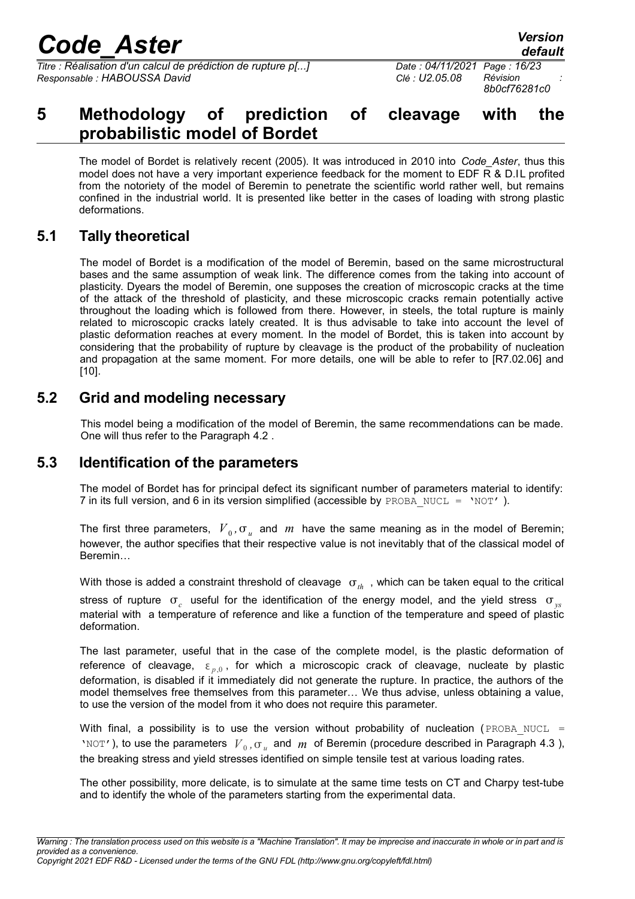# 5 Methodology of prediction of cleavage with the probabilistic model of Bordet

The model of Bordet is relatively recent (2005). It was introduced in 2010 into *Code_Aster*, thus this model does not have a very important experience feedback for the moment to EDF R & D.I.L profited from the notoriety of the model of Beremin to penetrate the scientific world rather well, but remains confined in the industrial world. It is presented like better in the cases of loading with strong plastic deformations.

## 5.1 Tally theoretical

The model of Bordet is a modification of the model of Beremin, based on the same microstructural bases and the same assumption of weak link. The difference comes from the taking into account of plasticity. Dyears the model of Beremin, one supposes the creation of microscopic cracks at the time of the attack of the threshold of plasticity, and these microscopic cracks remain potentially active throughout the loading which is followed from there. However, in steels, the total rupture is mainly related to microscopic cracks lately created. It is thus advisable to take into account the level of plastic deformation reaches at every moment. In the model of Bordet, this is taken into account by considering that the probability of rupture by cleavage is the product of the probability of nucleation and propagation at the same moment. For more details, one will be able to refer to [R7.02.06] and [10].

## 5.2 Grid and modeling necessary

This model being a modification of the model of Beremin, the same recommendations can be made. One will thus refer to the Paragraph 4.2 .

## 5.3 Identification of the parameters

The model of Bordet has for principal defect its significant number of parameters material to identify: 7 in its full version, and 6 in its version simplified (accessible by `PROBA_NUCL = 'NOT'` ).

The first three parameters, $V_0, \sigma_u$ and $m$ have the same meaning as in the model of Beremin; however, the author specifies that their respective value is not inevitably that of the classical model of Beremin…

With those is added a constraint threshold of cleavage $\sigma_{th}$ , which can be taken equal to the critical stress of rupture $\sigma_c$ useful for the identification of the energy model, and the yield stress $\sigma_{ys}$ material with a temperature of reference and like a function of the temperature and speed of plastic deformation.

The last parameter, useful that in the case of the complete model, is the plastic deformation of reference of cleavage, $\varepsilon_{p,0}$, for which a microscopic crack of cleavage, nucleate by plastic deformation, is disabled if it immediately did not generate the rupture. In practice, the authors of the model themselves free themselves from this parameter… We thus advise, unless obtaining a value, to use the version of the model from it who does not require this parameter.

With final, a possibility is to use the version without probability of nucleation (`PROBA_NUCL = 'NOT'`), to use the parameters $V_0, \sigma_u$ and $m$ of Beremin (procedure described in Paragraph 4.3 ), the breaking stress and yield stresses identified on simple tensile test at various loading rates.

The other possibility, more delicate, is to simulate at the same time tests on CT and Charpy test-tube and to identify the whole of the parameters starting from the experimental data.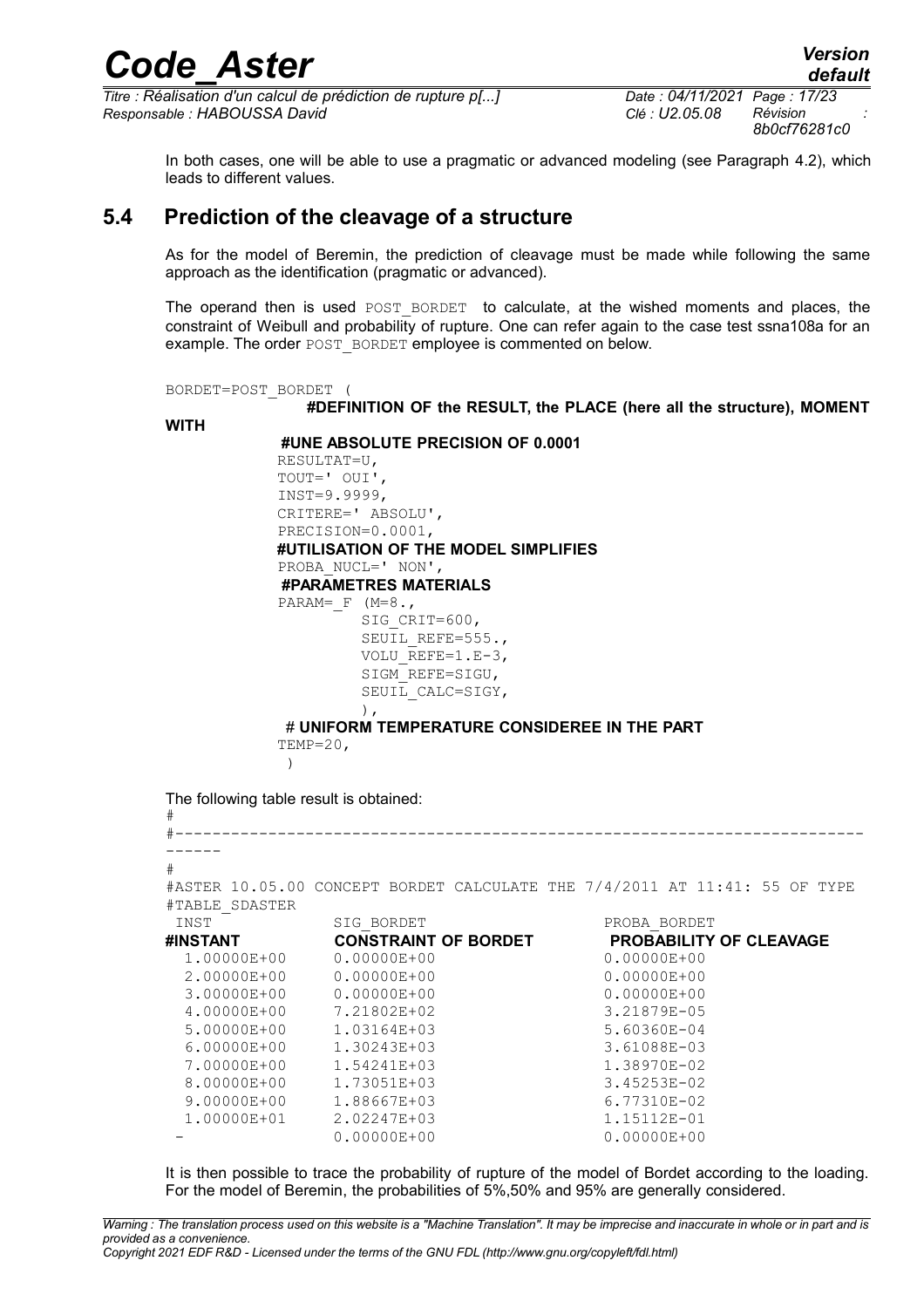In both cases, one will be able to use a pragmatic or advanced modeling (see Paragraph 4.2), which leads to different values.

## 5.4 Prediction of the cleavage of a structure

As for the model of Beremin, the prediction of cleavage must be made while following the same approach as the identification (pragmatic or advanced).

The operand then is used POST_BORDET to calculate, at the wished moments and places, the constraint of Weibull and probability of rupture. One can refer again to the case test ssna108a for an example. The order POST_BORDET employee is commented on below.

```
BORDET=POST_BORDET (
            #DEFINITION OF the RESULT, the PLACE (here all the structure), MOMENT
WITH
            #UNE ABSOLUTE PRECISION OF 0.0001
            RESULTAT=U,
            TOUT=' OUI',
            INST=9.9999,
            CRITERE=' ABSOLU',
            PRECISION=0.0001,
            #UTILISATION OF THE MODEL SIMPLIFIES
            PROBA_NUCL=' NON',
            #PARAMETRES MATERIALS
            PARAM=_F (M=8.,
                    SIG_CRIT=600,
                    SEUIL_REFE=555.,
                    VOLU_REFE=1.E-3,
                    SIGM_REFE=SIGU,
                    SEUIL_CALC=SIGY,
                    ),
            # UNIFORM TEMPERATURE CONSIDEREE IN THE PART
            TEMP=20,
            )
```

The following table result is obtained:

```
#
#------------------------------------------------------------------------
------
#
#ASTER 10.05.00 CONCEPT BORDET CALCULATE THE 7/4/2011 AT 11:41: 55 OF TYPE
#TABLE_SDASTER
 INST              SIG_BORDET                   PROBA_BORDET
#INSTANT           CONSTRAINT OF BORDET         PROBABILITY OF CLEAVAGE
  1.00000E+00      0.00000E+00                  0.00000E+00
  2.00000E+00      0.00000E+00                  0.00000E+00
  3.00000E+00      0.00000E+00                  0.00000E+00
  4.00000E+00      7.21802E+02                  3.21879E-05
  5.00000E+00      1.03164E+03                  5.60360E-04
  6.00000E+00      1.30243E+03                  3.61088E-03
  7.00000E+00      1.54241E+03                  1.38970E-02
  8.00000E+00      1.73051E+03                  3.45253E-02
  9.00000E+00      1.88667E+03                  6.77310E-02
  1.00000E+01      2.02247E+03                  1.15112E-01
  -                0.00000E+00                  0.00000E+00
```

It is then possible to trace the probability of rupture of the model of Bordet according to the loading. For the model of Beremin, the probabilities of 5%,50% and 95% are generally considered.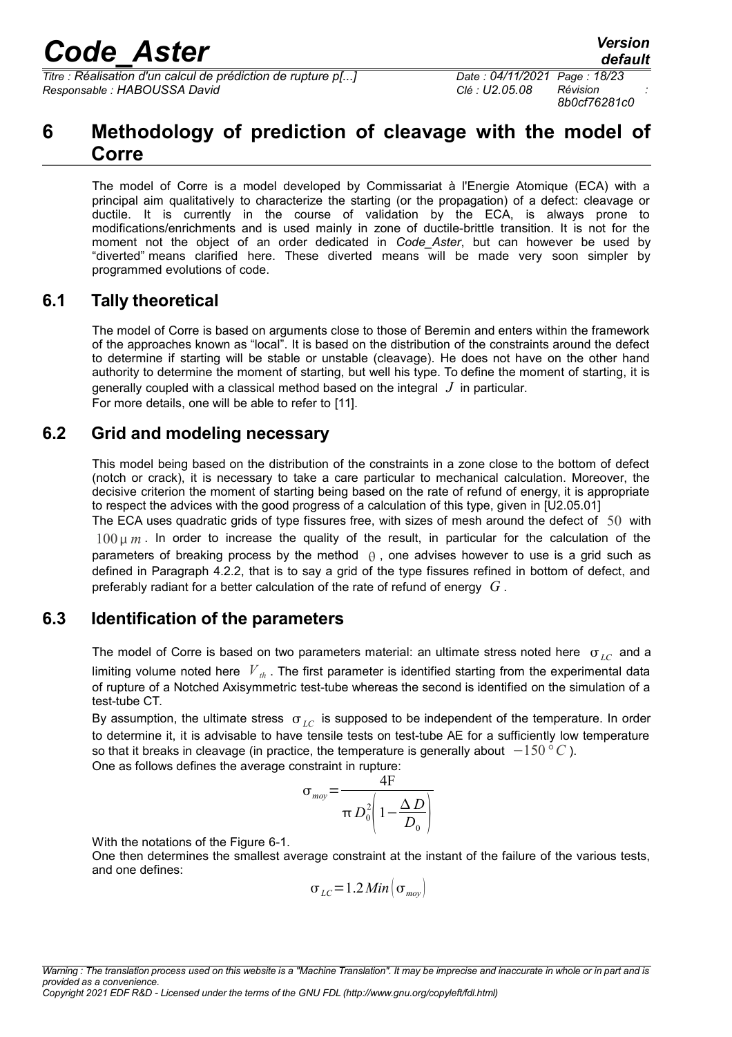# 6 Methodology of prediction of cleavage with the model of Corre

The model of Corre is a model developed by Commissariat à l'Energie Atomique (ECA) with a principal aim qualitatively to characterize the starting (or the propagation) of a defect: cleavage or ductile. It is currently in the course of validation by the ECA, is always prone to modifications/enrichments and is used mainly in zone of ductile-brittle transition. It is not for the moment not the object of an order dedicated in *Code_Aster*, but can however be used by "diverted" means clarified here. These diverted means will be made very soon simpler by programmed evolutions of code.

## 6.1 Tally theoretical

The model of Corre is based on arguments close to those of Beremin and enters within the framework of the approaches known as "local". It is based on the distribution of the constraints around the defect to determine if starting will be stable or unstable (cleavage). He does not have on the other hand authority to determine the moment of starting, but well his type. To define the moment of starting, it is generally coupled with a classical method based on the integral $J$ in particular.
For more details, one will be able to refer to [11].

## 6.2 Grid and modeling necessary

This model being based on the distribution of the constraints in a zone close to the bottom of defect (notch or crack), it is necessary to take a care particular to mechanical calculation. Moreover, the decisive criterion the moment of starting being based on the rate of refund of energy, it is appropriate to respect the advices with the good progress of a calculation of this type, given in [U2.05.01]
The ECA uses quadratic grids of type fissures free, with sizes of mesh around the defect of $50$ with $100\,\mu m$. In order to increase the quality of the result, in particular for the calculation of the parameters of breaking process by the method $\theta$, one advises however to use is a grid such as defined in Paragraph 4.2.2, that is to say a grid of the type fissures refined in bottom of defect, and preferably radiant for a better calculation of the rate of refund of energy $G$.

## 6.3 Identification of the parameters

The model of Corre is based on two parameters material: an ultimate stress noted here $\sigma_{LC}$ and a limiting volume noted here $V_{th}$. The first parameter is identified starting from the experimental data of rupture of a Notched Axisymmetric test-tube whereas the second is identified on the simulation of a test-tube CT.

By assumption, the ultimate stress $\sigma_{LC}$ is supposed to be independent of the temperature. In order to determine it, it is advisable to have tensile tests on test-tube AE for a sufficiently low temperature so that it breaks in cleavage (in practice, the temperature is generally about $-150\,°C$).
One as follows defines the average constraint in rupture:

$$\sigma_{moy}=\frac{4F}{\pi D_0^2\left(1-\frac{\Delta D}{D_0}\right)}$$

With the notations of the Figure 6-1.
One then determines the smallest average constraint at the instant of the failure of the various tests, and one defines:

$$\sigma_{LC}=1.2\,Min\left(\sigma_{moy}\right)$$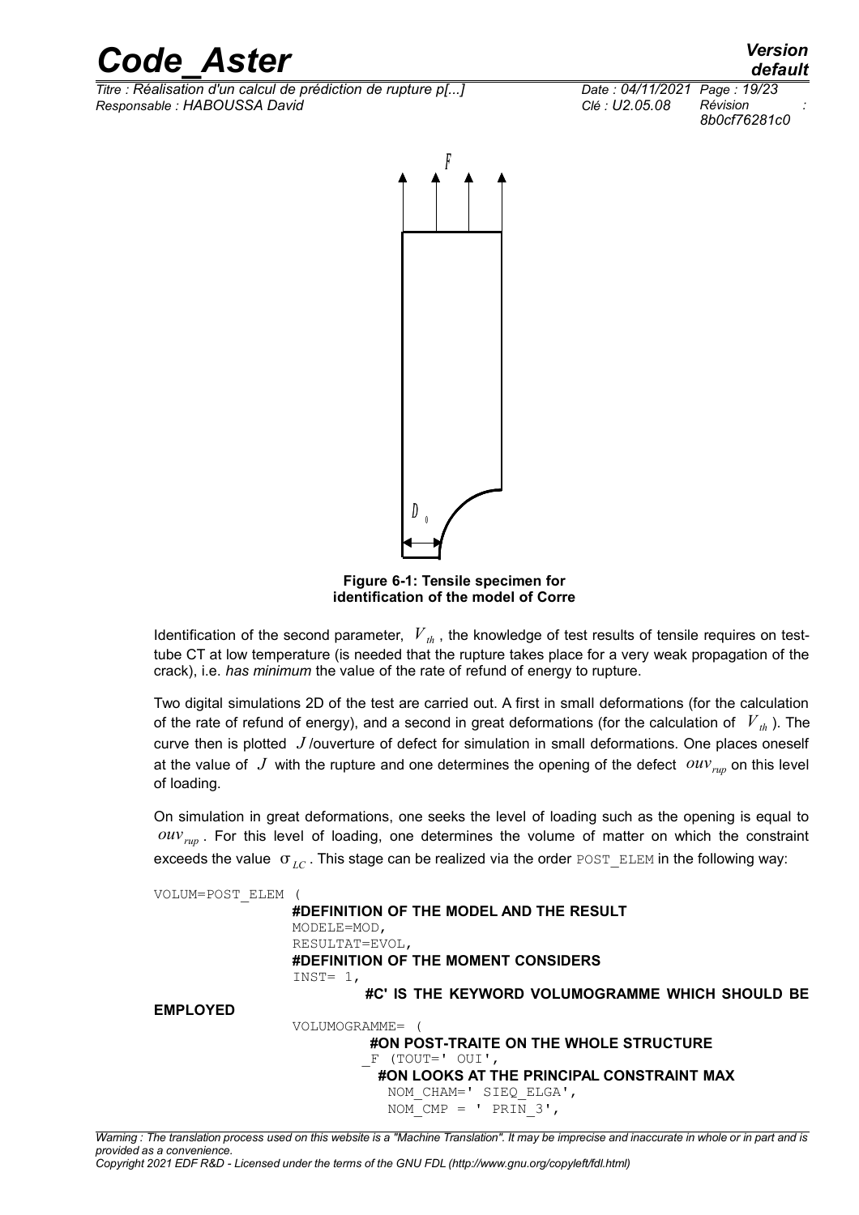Figure 6-1: Tensile specimen for identification of the model of Corre

Identification of the second parameter, $V_{th}$, the knowledge of test results of tensile requires on test-tube CT at low temperature (is needed that the rupture takes place for a very weak propagation of the crack), i.e. *has minimum* the value of the rate of refund of energy to rupture.

Two digital simulations 2D of the test are carried out. A first in small deformations (for the calculation of the rate of refund of energy), and a second in great deformations (for the calculation of $V_{th}$). The curve then is plotted $J$/ouverture of defect for simulation in small deformations. One places oneself at the value of $J$ with the rupture and one determines the opening of the defect $ouv_{rup}$ on this level of loading.

On simulation in great deformations, one seeks the level of loading such as the opening is equal to $ouv_{rup}$. For this level of loading, one determines the volume of matter on which the constraint exceeds the value $\sigma_{LC}$. This stage can be realized via the order POST_ELEM in the following way:

```
VOLUM=POST_ELEM (
                #DEFINITION OF THE MODEL AND THE RESULT
                MODELE=MOD,
                RESULTAT=EVOL,
                #DEFINITION OF THE MOMENT CONSIDERS
                INST= 1,
                        #C' IS THE KEYWORD VOLUMOGRAMME WHICH SHOULD BE
EMPLOYED
                VOLUMOGRAMME= (
                        #ON POST-TRAITE ON THE WHOLE STRUCTURE
                        _F (TOUT=' OUI',
                          #ON LOOKS AT THE PRINCIPAL CONSTRAINT MAX
                          NOM_CHAM=' SIEQ_ELGA',
                          NOM_CMP = ' PRIN_3',
```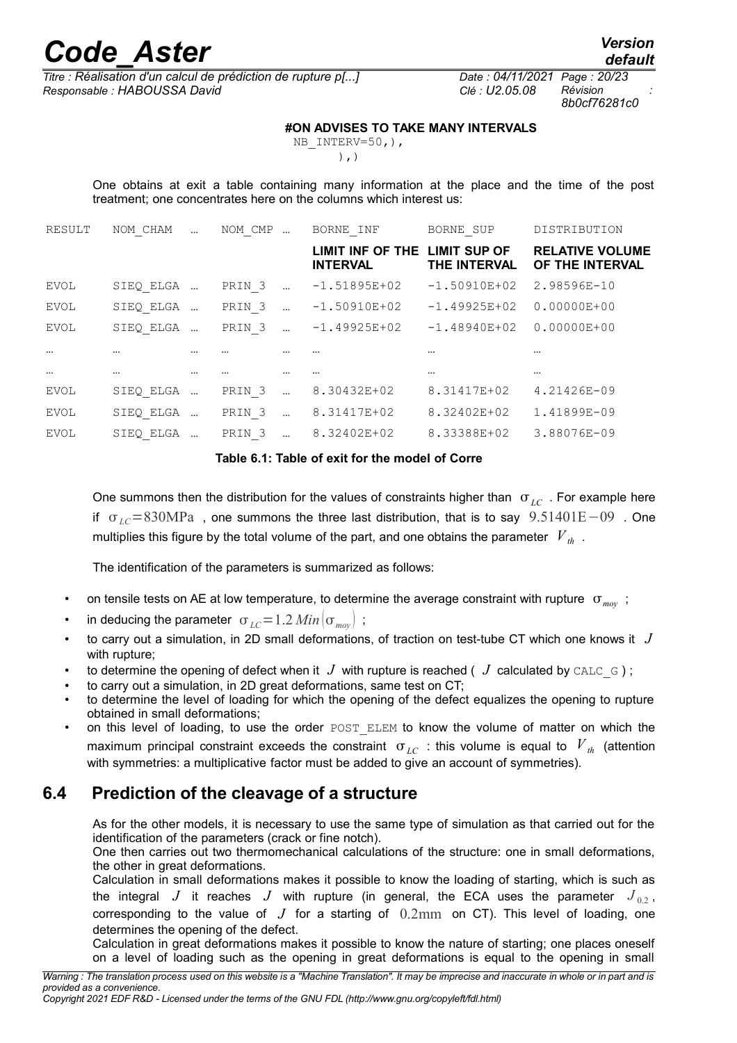```
#ON ADVISES TO TAKE MANY INTERVALS
 NB_INTERV=50,),
       ),)
```

One obtains at exit a table containing many information at the place and the time of the post treatment; one concentrates here on the columns which interest us:

| RESULT | NOM_CHAM | … | NOM_CMP | … | BORNE_INF | BORNE_SUP | DISTRIBUTION |
|---|---|---|---|---|---|---|---|
| | | | | | **LIMIT INF OF THE INTERVAL** | **LIMIT SUP OF THE INTERVAL** | **RELATIVE VOLUME OF THE INTERVAL** |
| EVOL | SIEQ_ELGA | … | PRIN_3 | … | -1.51895E+02 | -1.50910E+02 | 2.98596E-10 |
| EVOL | SIEQ_ELGA | … | PRIN_3 | … | -1.50910E+02 | -1.49925E+02 | 0.00000E+00 |
| EVOL | SIEQ_ELGA | … | PRIN_3 | … | -1.49925E+02 | -1.48940E+02 | 0.00000E+00 |
| … | … | … | … | … | … | … | … |
| … | … | … | … | … | … | … | … |
| EVOL | SIEQ_ELGA | … | PRIN_3 | … | 8.30432E+02 | 8.31417E+02 | 4.21426E-09 |
| EVOL | SIEQ_ELGA | … | PRIN_3 | … | 8.31417E+02 | 8.32402E+02 | 1.41899E-09 |
| EVOL | SIEQ_ELGA | … | PRIN_3 | … | 8.32402E+02 | 8.33388E+02 | 3.88076E-09 |

**Table 6.1: Table of exit for the model of Corre**

One summons then the distribution for the values of constraints higher than $\sigma_{LC}$. For example here if $\sigma_{LC}=830\text{MPa}$, one summons the three last distribution, that is to say $9.51401\text{E}-09$. One multiplies this figure by the total volume of the part, and one obtains the parameter $V_{th}$.

The identification of the parameters is summarized as follows:

- on tensile tests on AE at low temperature, to determine the average constraint with rupture $\sigma_{moy}$;
- in deducing the parameter $\sigma_{LC}=1.2\,Min(\sigma_{moy})$;
- to carry out a simulation, in 2D small deformations, of traction on test-tube CT which one knows it $J$ with rupture;
- to determine the opening of defect when it $J$ with rupture is reached ( $J$ calculated by CALC_G );
- to carry out a simulation, in 2D great deformations, same test on CT;
- to determine the level of loading for which the opening of the defect equalizes the opening to rupture obtained in small deformations;
- on this level of loading, to use the order POST_ELEM to know the volume of matter on which the maximum principal constraint exceeds the constraint $\sigma_{LC}$ : this volume is equal to $V_{th}$ (attention with symmetries: a multiplicative factor must be added to give an account of symmetries).

## 6.4 Prediction of the cleavage of a structure

As for the other models, it is necessary to use the same type of simulation as that carried out for the identification of the parameters (crack or fine notch).

One then carries out two thermomechanical calculations of the structure: one in small deformations, the other in great deformations.

Calculation in small deformations makes it possible to know the loading of starting, which is such as the integral $J$ it reaches $J$ with rupture (in general, the ECA uses the parameter $J_{0.2}$, corresponding to the value of $J$ for a starting of $0.2\text{mm}$ on CT). This level of loading, one determines the opening of the defect.

Calculation in great deformations makes it possible to know the nature of starting; one places oneself on a level of loading such as the opening in great deformations is equal to the opening in small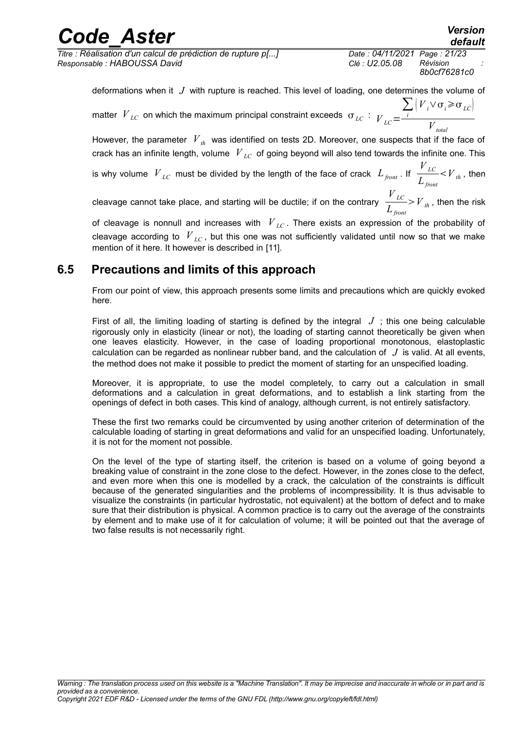deformations when it $J$ with rupture is reached. This level of loading, one determines the volume of matter $V_{LC}$ on which the maximum principal constraint exceeds $\sigma_{LC}$ : $V_{LC}=\frac{\sum_i \left(V_i \vee \sigma_i \geqslant \sigma_{LC}\right)}{V_{total}}$

However, the parameter $V_{th}$ was identified on tests 2D. Moreover, one suspects that if the face of crack has an infinite length, volume $V_{LC}$ of going beyond will also tend towards the infinite one. This is why volume $V_{LC}$ must be divided by the length of the face of crack $L_{front}$. If $\frac{V_{LC}}{L_{front}}<V_{th}$, then cleavage cannot take place, and starting will be ductile; if on the contrary $\frac{V_{LC}}{L_{front}}>V_{th}$, then the risk of cleavage is nonnull and increases with $V_{LC}$. There exists an expression of the probability of cleavage according to $V_{LC}$, but this one was not sufficiently validated until now so that we make mention of it here. It however is described in [11].

## 6.5 Precautions and limits of this approach

From our point of view, this approach presents some limits and precautions which are quickly evoked here.

First of all, the limiting loading of starting is defined by the integral $J$ ; this one being calculable rigorously only in elasticity (linear or not), the loading of starting cannot theoretically be given when one leaves elasticity. However, in the case of loading proportional monotonous, elastoplastic calculation can be regarded as nonlinear rubber band, and the calculation of $J$ is valid. At all events, the method does not make it possible to predict the moment of starting for an unspecified loading.

Moreover, it is appropriate, to use the model completely, to carry out a calculation in small deformations and a calculation in great deformations, and to establish a link starting from the openings of defect in both cases. This kind of analogy, although current, is not entirely satisfactory.

These the first two remarks could be circumvented by using another criterion of determination of the calculable loading of starting in great deformations and valid for an unspecified loading. Unfortunately, it is not for the moment not possible.

On the level of the type of starting itself, the criterion is based on a volume of going beyond a breaking value of constraint in the zone close to the defect. However, in the zones close to the defect, and even more when this one is modelled by a crack, the calculation of the constraints is difficult because of the generated singularities and the problems of incompressibility. It is thus advisable to visualize the constraints (in particular hydrostatic, not equivalent) at the bottom of defect and to make sure that their distribution is physical. A common practice is to carry out the average of the constraints by element and to make use of it for calculation of volume; it will be pointed out that the average of two false results is not necessarily right.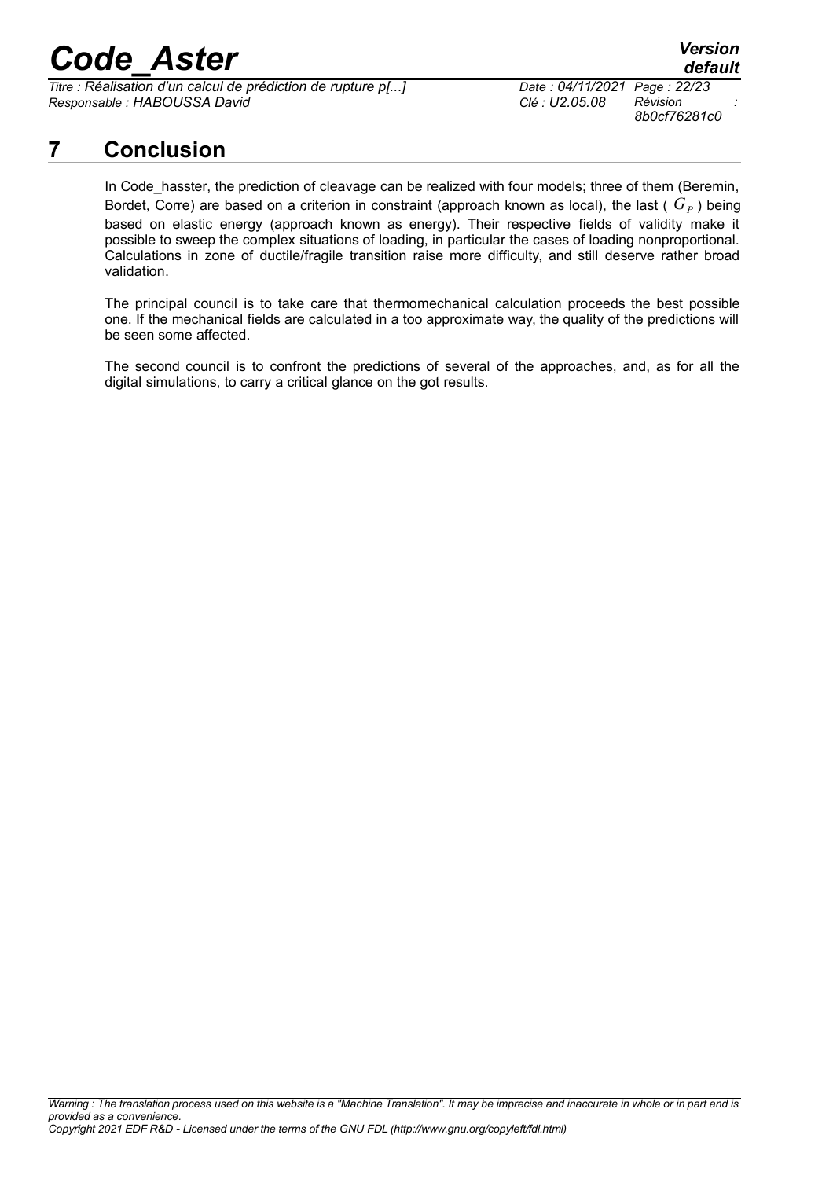# 7 Conclusion

In Code_hasster, the prediction of cleavage can be realized with four models; three of them (Beremin, Bordet, Corre) are based on a criterion in constraint (approach known as local), the last ( $G_P$ ) being based on elastic energy (approach known as energy). Their respective fields of validity make it possible to sweep the complex situations of loading, in particular the cases of loading nonproportional. Calculations in zone of ductile/fragile transition raise more difficulty, and still deserve rather broad validation.

The principal council is to take care that thermomechanical calculation proceeds the best possible one. If the mechanical fields are calculated in a too approximate way, the quality of the predictions will be seen some affected.

The second council is to confront the predictions of several of the approaches, and, as for all the digital simulations, to carry a critical glance on the got results.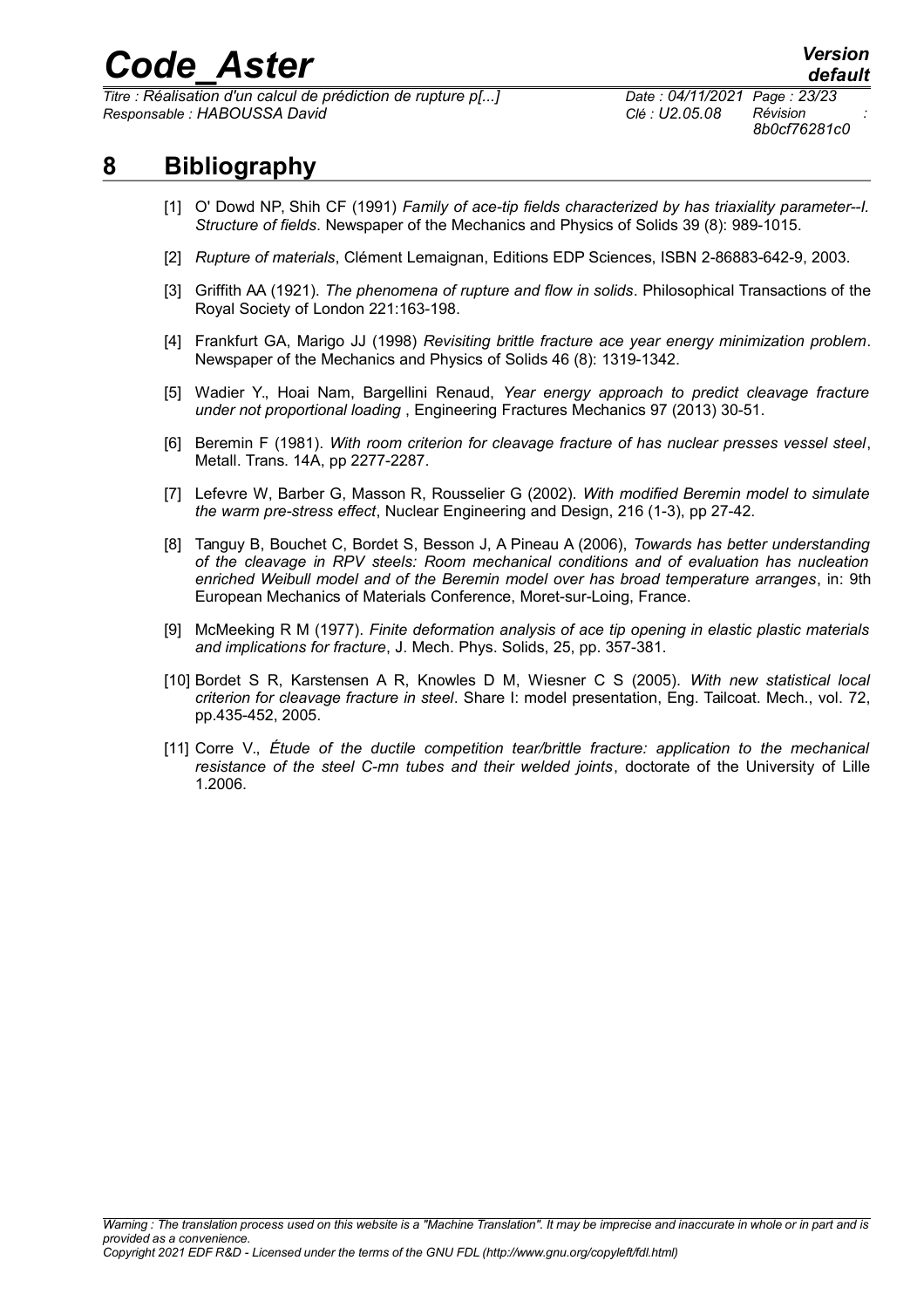# 8 Bibliography

[1] O' Dowd NP, Shih CF (1991) *Family of ace-tip fields characterized by has triaxiality parameter--I. Structure of fields*. Newspaper of the Mechanics and Physics of Solids 39 (8): 989-1015.

[2] *Rupture of materials*, Clément Lemaignan, Editions EDP Sciences, ISBN 2-86883-642-9, 2003.

[3] Griffith AA (1921). *The phenomena of rupture and flow in solids*. Philosophical Transactions of the Royal Society of London 221:163-198.

[4] Frankfurt GA, Marigo JJ (1998) *Revisiting brittle fracture ace year energy minimization problem*. Newspaper of the Mechanics and Physics of Solids 46 (8): 1319-1342.

[5] Wadier Y., Hoai Nam, Bargellini Renaud, *Year energy approach to predict cleavage fracture under not proportional loading* , Engineering Fractures Mechanics 97 (2013) 30-51.

[6] Beremin F (1981). *With room criterion for cleavage fracture of has nuclear presses vessel steel*, Metall. Trans. 14A, pp 2277-2287.

[7] Lefevre W, Barber G, Masson R, Rousselier G (2002). *With modified Beremin model to simulate the warm pre-stress effect*, Nuclear Engineering and Design, 216 (1-3), pp 27-42.

[8] Tanguy B, Bouchet C, Bordet S, Besson J, A Pineau A (2006), *Towards has better understanding of the cleavage in RPV steels: Room mechanical conditions and of evaluation has nucleation enriched Weibull model and of the Beremin model over has broad temperature arranges*, in: 9th European Mechanics of Materials Conference, Moret-sur-Loing, France.

[9] McMeeking R M (1977). *Finite deformation analysis of ace tip opening in elastic plastic materials and implications for fracture*, J. Mech. Phys. Solids, 25, pp. 357-381.

[10] Bordet S R, Karstensen A R, Knowles D M, Wiesner C S (2005). *With new statistical local criterion for cleavage fracture in steel*. Share I: model presentation, Eng. Tailcoat. Mech., vol. 72, pp.435-452, 2005.

[11] Corre V., *Étude of the ductile competition tear/brittle fracture: application to the mechanical resistance of the steel C-mn tubes and their welded joints*, doctorate of the University of Lille 1.2006.